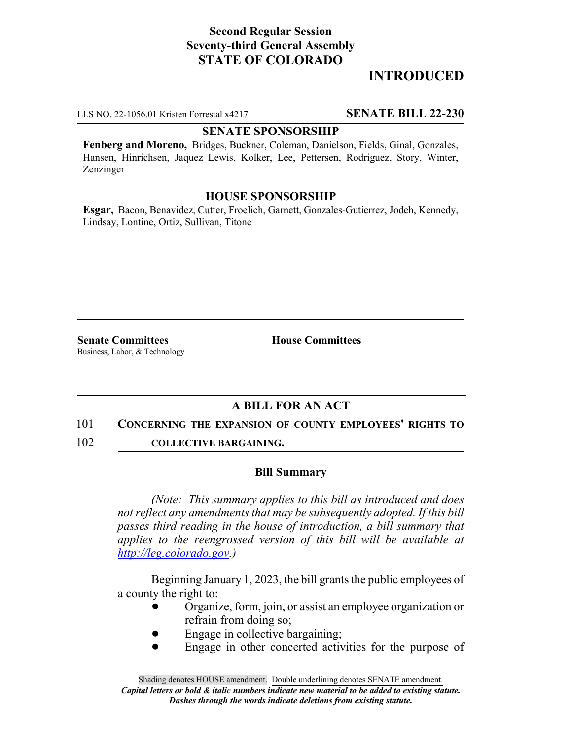**Second Regular Session**
**Seventy-third General Assembly**
**STATE OF COLORADO**

# INTRODUCED

LLS NO. 22-1056.01 Kristen Forrestal x4217 **SENATE BILL 22-230**

**SENATE SPONSORSHIP**

**Fenberg and Moreno,** Bridges, Buckner, Coleman, Danielson, Fields, Ginal, Gonzales, Hansen, Hinrichsen, Jaquez Lewis, Kolker, Lee, Pettersen, Rodriguez, Story, Winter, Zenzinger

**HOUSE SPONSORSHIP**

**Esgar,** Bacon, Benavidez, Cutter, Froelich, Garnett, Gonzales-Gutierrez, Jodeh, Kennedy, Lindsay, Lontine, Ortiz, Sullivan, Titone

**Senate Committees**
Business, Labor, & Technology

**House Committees**

## A BILL FOR AN ACT

101 **CONCERNING THE EXPANSION OF COUNTY EMPLOYEES' RIGHTS TO**
102 **COLLECTIVE BARGAINING.**

### Bill Summary

*(Note: This summary applies to this bill as introduced and does not reflect any amendments that may be subsequently adopted. If this bill passes third reading in the house of introduction, a bill summary that applies to the reengrossed version of this bill will be available at http://leg.colorado.gov.)*

Beginning January 1, 2023, the bill grants the public employees of a county the right to:

- Organize, form, join, or assist an employee organization or refrain from doing so;
- Engage in collective bargaining;
- Engage in other concerted activities for the purpose of

Shading denotes HOUSE amendment. Double underlining denotes SENATE amendment.
*Capital letters or bold & italic numbers indicate new material to be added to existing statute.*
*Dashes through the words indicate deletions from existing statute.*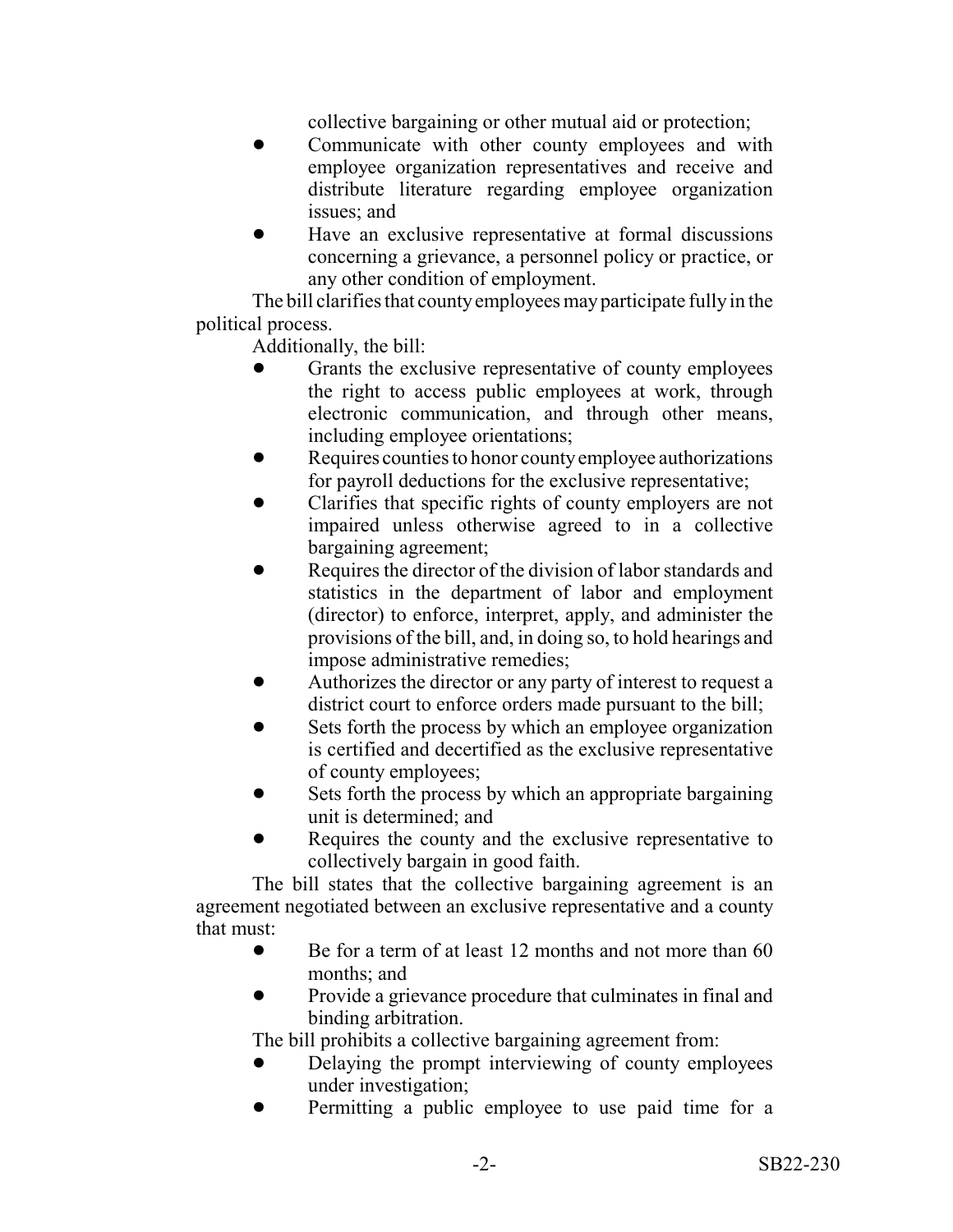collective bargaining or other mutual aid or protection;

- Communicate with other county employees and with employee organization representatives and receive and distribute literature regarding employee organization issues; and
- Have an exclusive representative at formal discussions concerning a grievance, a personnel policy or practice, or any other condition of employment.

The bill clarifies that county employees may participate fully in the political process.

Additionally, the bill:

- Grants the exclusive representative of county employees the right to access public employees at work, through electronic communication, and through other means, including employee orientations;
- Requires counties to honor county employee authorizations for payroll deductions for the exclusive representative;
- Clarifies that specific rights of county employers are not impaired unless otherwise agreed to in a collective bargaining agreement;
- Requires the director of the division of labor standards and statistics in the department of labor and employment (director) to enforce, interpret, apply, and administer the provisions of the bill, and, in doing so, to hold hearings and impose administrative remedies;
- Authorizes the director or any party of interest to request a district court to enforce orders made pursuant to the bill;
- Sets forth the process by which an employee organization is certified and decertified as the exclusive representative of county employees;
- Sets forth the process by which an appropriate bargaining unit is determined; and
- Requires the county and the exclusive representative to collectively bargain in good faith.

The bill states that the collective bargaining agreement is an agreement negotiated between an exclusive representative and a county that must:

- Be for a term of at least 12 months and not more than 60 months; and
- Provide a grievance procedure that culminates in final and binding arbitration.

The bill prohibits a collective bargaining agreement from:

- Delaying the prompt interviewing of county employees under investigation;
- Permitting a public employee to use paid time for a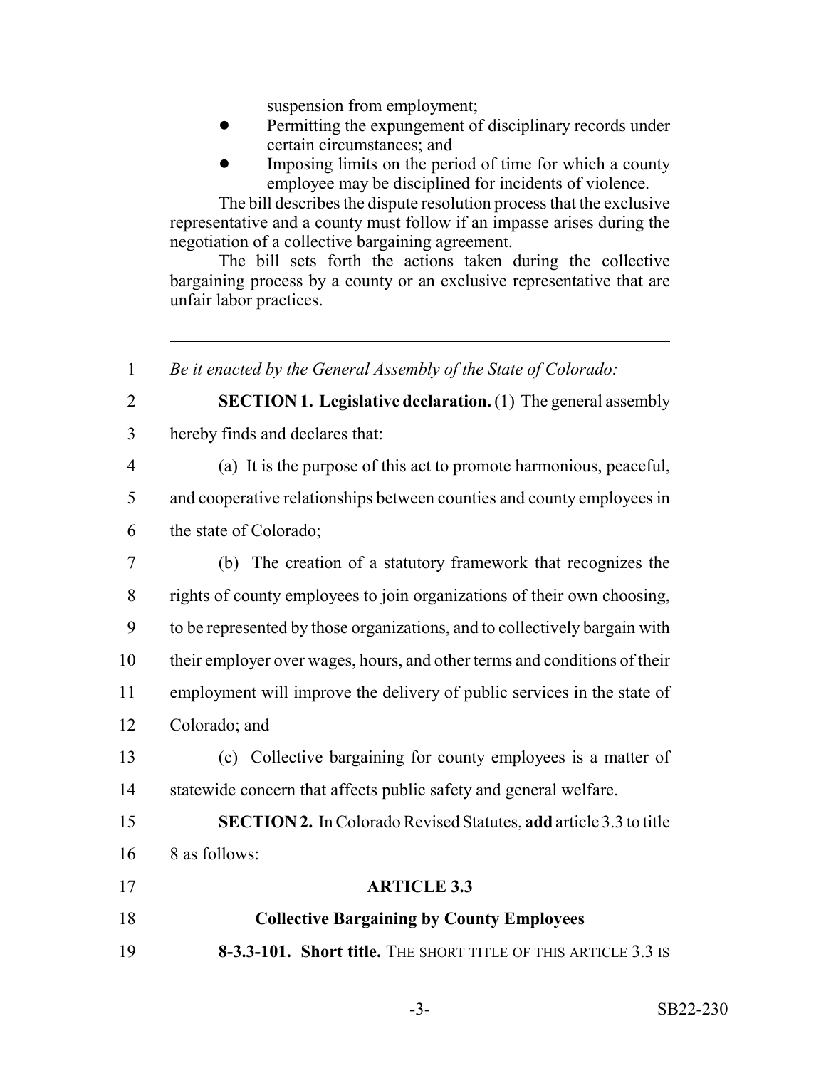suspension from employment;

- Permitting the expungement of disciplinary records under certain circumstances; and
- Imposing limits on the period of time for which a county employee may be disciplined for incidents of violence.

The bill describes the dispute resolution process that the exclusive representative and a county must follow if an impasse arises during the negotiation of a collective bargaining agreement.

The bill sets forth the actions taken during the collective bargaining process by a county or an exclusive representative that are unfair labor practices.

---

1 *Be it enacted by the General Assembly of the State of Colorado:*

2 **SECTION 1. Legislative declaration.** (1) The general assembly
3 hereby finds and declares that:

4 (a) It is the purpose of this act to promote harmonious, peaceful,
5 and cooperative relationships between counties and county employees in
6 the state of Colorado;

7 (b) The creation of a statutory framework that recognizes the
8 rights of county employees to join organizations of their own choosing,
9 to be represented by those organizations, and to collectively bargain with
10 their employer over wages, hours, and other terms and conditions of their
11 employment will improve the delivery of public services in the state of
12 Colorado; and

13 (c) Collective bargaining for county employees is a matter of
14 statewide concern that affects public safety and general welfare.

15 **SECTION 2.** In Colorado Revised Statutes, **add** article 3.3 to title
16 8 as follows:

17 **ARTICLE 3.3**

18 **Collective Bargaining by County Employees**

19 **8-3.3-101. Short title.** THE SHORT TITLE OF THIS ARTICLE 3.3 IS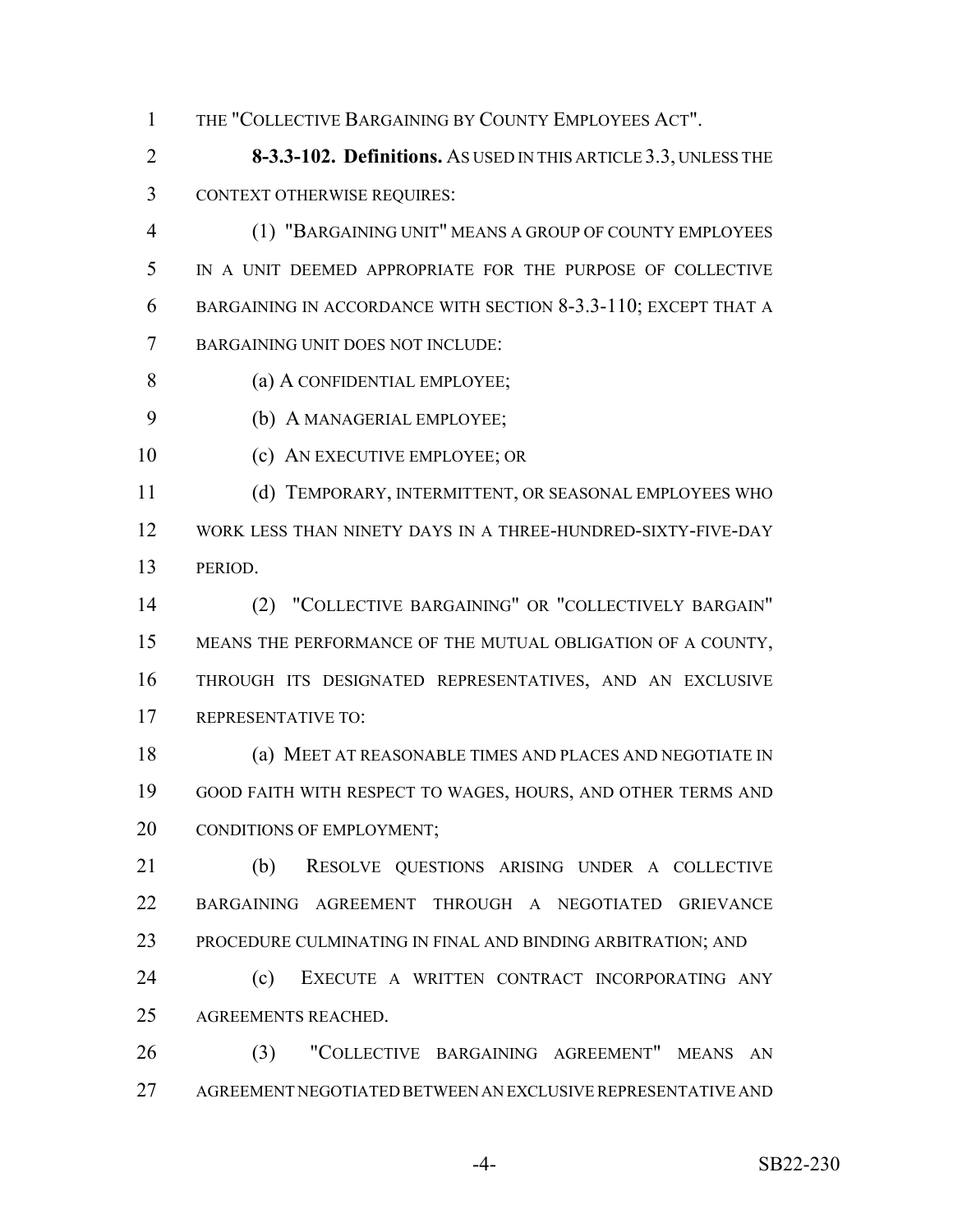THE "COLLECTIVE BARGAINING BY COUNTY EMPLOYEES ACT".

**8-3.3-102. Definitions.** AS USED IN THIS ARTICLE 3.3, UNLESS THE CONTEXT OTHERWISE REQUIRES:

(1) "BARGAINING UNIT" MEANS A GROUP OF COUNTY EMPLOYEES IN A UNIT DEEMED APPROPRIATE FOR THE PURPOSE OF COLLECTIVE BARGAINING IN ACCORDANCE WITH SECTION 8-3.3-110; EXCEPT THAT A BARGAINING UNIT DOES NOT INCLUDE:

(a) A CONFIDENTIAL EMPLOYEE;

(b) A MANAGERIAL EMPLOYEE;

(c) AN EXECUTIVE EMPLOYEE; OR

(d) TEMPORARY, INTERMITTENT, OR SEASONAL EMPLOYEES WHO WORK LESS THAN NINETY DAYS IN A THREE-HUNDRED-SIXTY-FIVE-DAY PERIOD.

(2) "COLLECTIVE BARGAINING" OR "COLLECTIVELY BARGAIN" MEANS THE PERFORMANCE OF THE MUTUAL OBLIGATION OF A COUNTY, THROUGH ITS DESIGNATED REPRESENTATIVES, AND AN EXCLUSIVE REPRESENTATIVE TO:

(a) MEET AT REASONABLE TIMES AND PLACES AND NEGOTIATE IN GOOD FAITH WITH RESPECT TO WAGES, HOURS, AND OTHER TERMS AND CONDITIONS OF EMPLOYMENT;

(b) RESOLVE QUESTIONS ARISING UNDER A COLLECTIVE BARGAINING AGREEMENT THROUGH A NEGOTIATED GRIEVANCE PROCEDURE CULMINATING IN FINAL AND BINDING ARBITRATION; AND

(c) EXECUTE A WRITTEN CONTRACT INCORPORATING ANY AGREEMENTS REACHED.

(3) "COLLECTIVE BARGAINING AGREEMENT" MEANS AN AGREEMENT NEGOTIATED BETWEEN AN EXCLUSIVE REPRESENTATIVE AND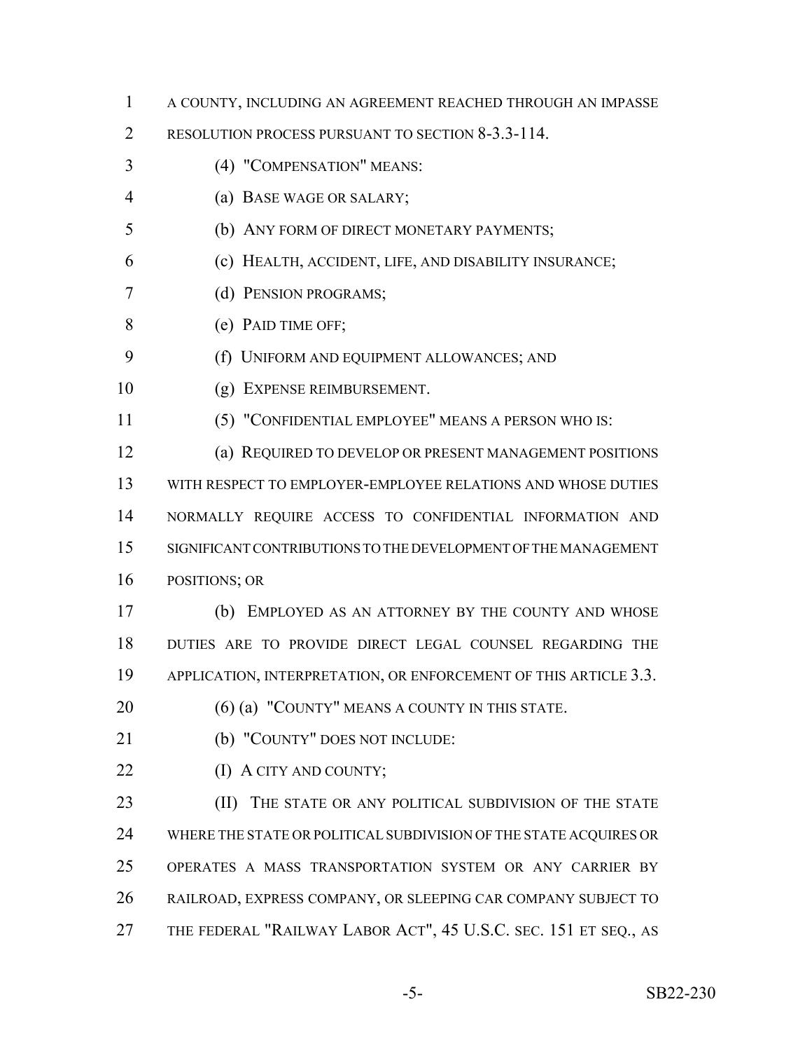A COUNTY, INCLUDING AN AGREEMENT REACHED THROUGH AN IMPASSE RESOLUTION PROCESS PURSUANT TO SECTION 8-3.3-114.

(4) "COMPENSATION" MEANS:

(a) BASE WAGE OR SALARY;

(b) ANY FORM OF DIRECT MONETARY PAYMENTS;

(c) HEALTH, ACCIDENT, LIFE, AND DISABILITY INSURANCE;

(d) PENSION PROGRAMS;

(e) PAID TIME OFF;

(f) UNIFORM AND EQUIPMENT ALLOWANCES; AND

(g) EXPENSE REIMBURSEMENT.

(5) "CONFIDENTIAL EMPLOYEE" MEANS A PERSON WHO IS:

(a) REQUIRED TO DEVELOP OR PRESENT MANAGEMENT POSITIONS WITH RESPECT TO EMPLOYER-EMPLOYEE RELATIONS AND WHOSE DUTIES NORMALLY REQUIRE ACCESS TO CONFIDENTIAL INFORMATION AND SIGNIFICANT CONTRIBUTIONS TO THE DEVELOPMENT OF THE MANAGEMENT POSITIONS; OR

(b) EMPLOYED AS AN ATTORNEY BY THE COUNTY AND WHOSE DUTIES ARE TO PROVIDE DIRECT LEGAL COUNSEL REGARDING THE APPLICATION, INTERPRETATION, OR ENFORCEMENT OF THIS ARTICLE 3.3.

(6) (a) "COUNTY" MEANS A COUNTY IN THIS STATE.

(b) "COUNTY" DOES NOT INCLUDE:

(I) A CITY AND COUNTY;

(II) THE STATE OR ANY POLITICAL SUBDIVISION OF THE STATE WHERE THE STATE OR POLITICAL SUBDIVISION OF THE STATE ACQUIRES OR OPERATES A MASS TRANSPORTATION SYSTEM OR ANY CARRIER BY RAILROAD, EXPRESS COMPANY, OR SLEEPING CAR COMPANY SUBJECT TO THE FEDERAL "RAILWAY LABOR ACT", 45 U.S.C. SEC. 151 ET SEQ., AS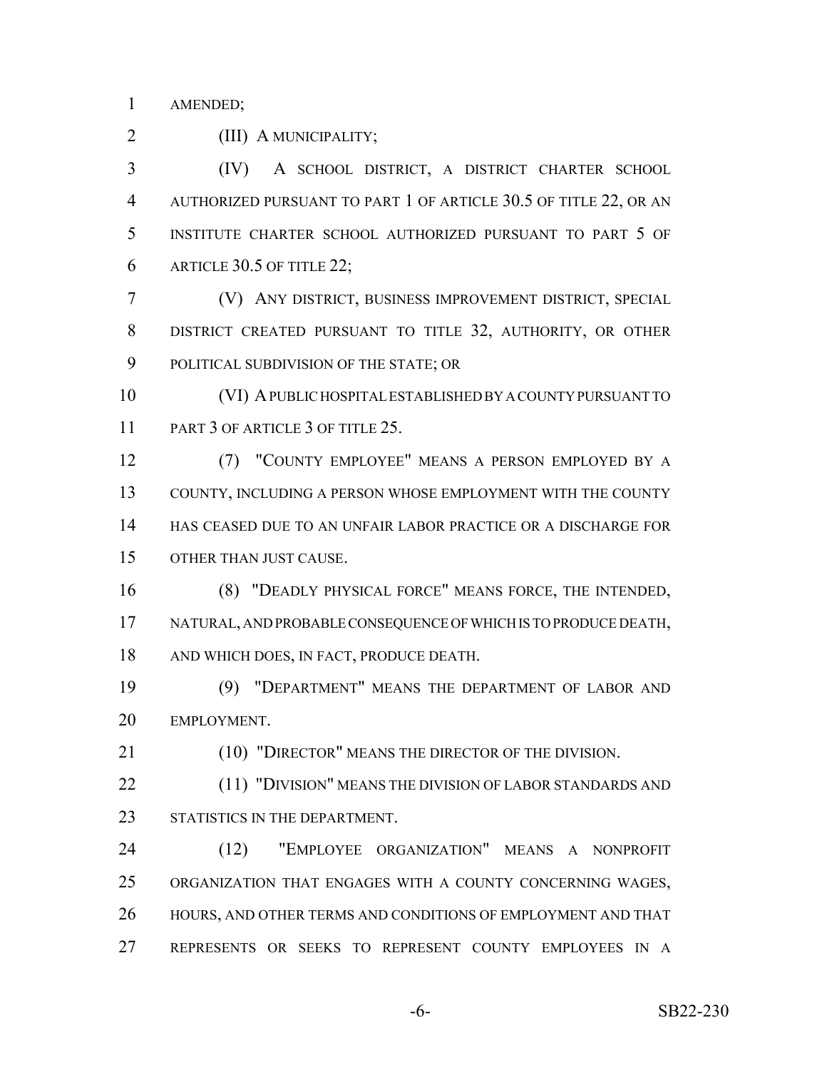AMENDED;

(III) A MUNICIPALITY;

(IV) A SCHOOL DISTRICT, A DISTRICT CHARTER SCHOOL AUTHORIZED PURSUANT TO PART 1 OF ARTICLE 30.5 OF TITLE 22, OR AN INSTITUTE CHARTER SCHOOL AUTHORIZED PURSUANT TO PART 5 OF ARTICLE 30.5 OF TITLE 22;

(V) ANY DISTRICT, BUSINESS IMPROVEMENT DISTRICT, SPECIAL DISTRICT CREATED PURSUANT TO TITLE 32, AUTHORITY, OR OTHER POLITICAL SUBDIVISION OF THE STATE; OR

(VI) A PUBLIC HOSPITAL ESTABLISHED BY A COUNTY PURSUANT TO PART 3 OF ARTICLE 3 OF TITLE 25.

(7) "COUNTY EMPLOYEE" MEANS A PERSON EMPLOYED BY A COUNTY, INCLUDING A PERSON WHOSE EMPLOYMENT WITH THE COUNTY HAS CEASED DUE TO AN UNFAIR LABOR PRACTICE OR A DISCHARGE FOR OTHER THAN JUST CAUSE.

(8) "DEADLY PHYSICAL FORCE" MEANS FORCE, THE INTENDED, NATURAL, AND PROBABLE CONSEQUENCE OF WHICH IS TO PRODUCE DEATH, AND WHICH DOES, IN FACT, PRODUCE DEATH.

(9) "DEPARTMENT" MEANS THE DEPARTMENT OF LABOR AND EMPLOYMENT.

(10) "DIRECTOR" MEANS THE DIRECTOR OF THE DIVISION.

(11) "DIVISION" MEANS THE DIVISION OF LABOR STANDARDS AND STATISTICS IN THE DEPARTMENT.

(12) "EMPLOYEE ORGANIZATION" MEANS A NONPROFIT ORGANIZATION THAT ENGAGES WITH A COUNTY CONCERNING WAGES, HOURS, AND OTHER TERMS AND CONDITIONS OF EMPLOYMENT AND THAT REPRESENTS OR SEEKS TO REPRESENT COUNTY EMPLOYEES IN A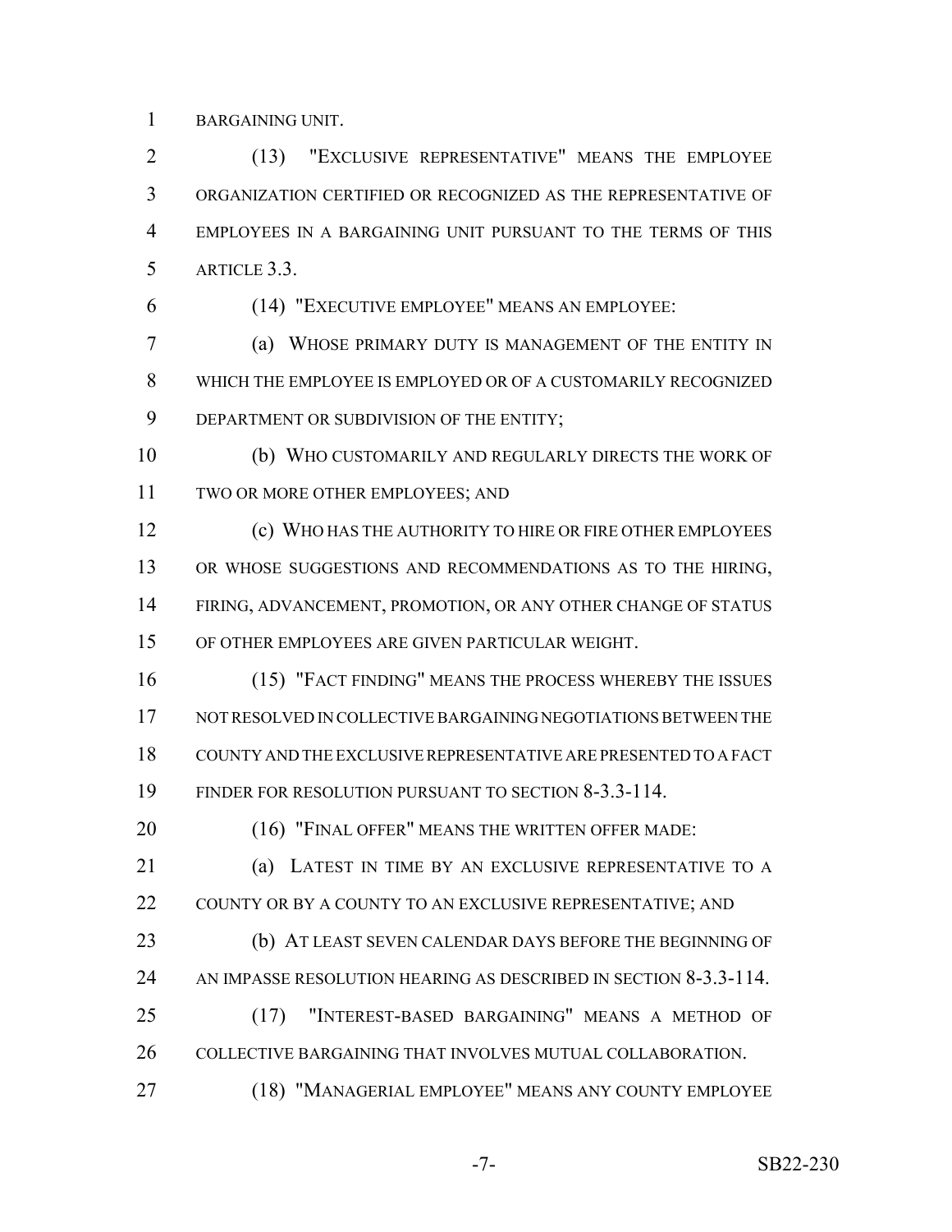BARGAINING UNIT.

(13) "EXCLUSIVE REPRESENTATIVE" MEANS THE EMPLOYEE ORGANIZATION CERTIFIED OR RECOGNIZED AS THE REPRESENTATIVE OF EMPLOYEES IN A BARGAINING UNIT PURSUANT TO THE TERMS OF THIS ARTICLE 3.3.

(14) "EXECUTIVE EMPLOYEE" MEANS AN EMPLOYEE:

(a) WHOSE PRIMARY DUTY IS MANAGEMENT OF THE ENTITY IN WHICH THE EMPLOYEE IS EMPLOYED OR OF A CUSTOMARILY RECOGNIZED DEPARTMENT OR SUBDIVISION OF THE ENTITY;

(b) WHO CUSTOMARILY AND REGULARLY DIRECTS THE WORK OF TWO OR MORE OTHER EMPLOYEES; AND

(c) WHO HAS THE AUTHORITY TO HIRE OR FIRE OTHER EMPLOYEES OR WHOSE SUGGESTIONS AND RECOMMENDATIONS AS TO THE HIRING, FIRING, ADVANCEMENT, PROMOTION, OR ANY OTHER CHANGE OF STATUS OF OTHER EMPLOYEES ARE GIVEN PARTICULAR WEIGHT.

(15) "FACT FINDING" MEANS THE PROCESS WHEREBY THE ISSUES NOT RESOLVED IN COLLECTIVE BARGAINING NEGOTIATIONS BETWEEN THE COUNTY AND THE EXCLUSIVE REPRESENTATIVE ARE PRESENTED TO A FACT FINDER FOR RESOLUTION PURSUANT TO SECTION 8-3.3-114.

(16) "FINAL OFFER" MEANS THE WRITTEN OFFER MADE:

(a) LATEST IN TIME BY AN EXCLUSIVE REPRESENTATIVE TO A COUNTY OR BY A COUNTY TO AN EXCLUSIVE REPRESENTATIVE; AND

(b) AT LEAST SEVEN CALENDAR DAYS BEFORE THE BEGINNING OF AN IMPASSE RESOLUTION HEARING AS DESCRIBED IN SECTION 8-3.3-114.

(17) "INTEREST-BASED BARGAINING" MEANS A METHOD OF COLLECTIVE BARGAINING THAT INVOLVES MUTUAL COLLABORATION.

(18) "MANAGERIAL EMPLOYEE" MEANS ANY COUNTY EMPLOYEE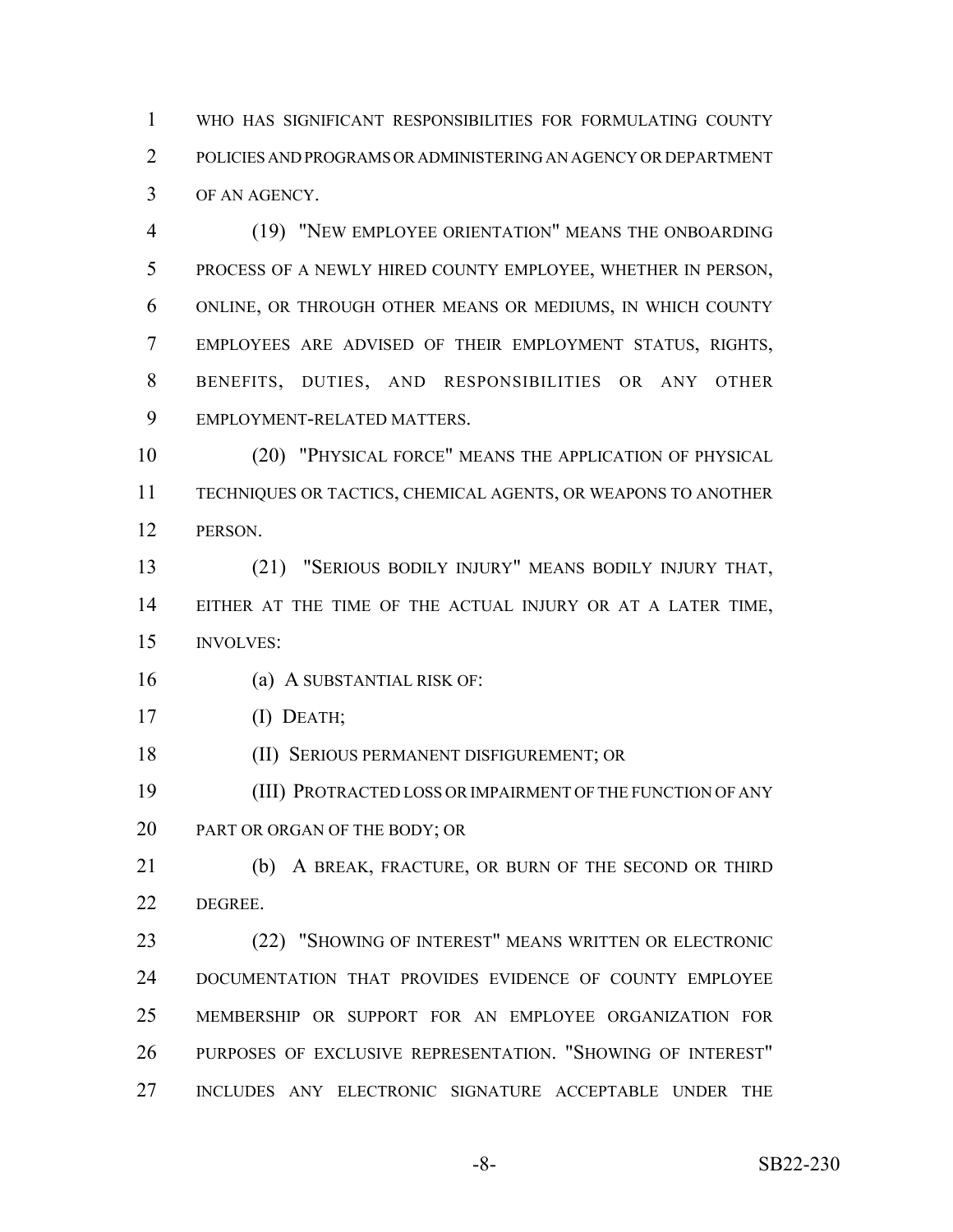WHO HAS SIGNIFICANT RESPONSIBILITIES FOR FORMULATING COUNTY POLICIES AND PROGRAMS OR ADMINISTERING AN AGENCY OR DEPARTMENT OF AN AGENCY.

(19) "NEW EMPLOYEE ORIENTATION" MEANS THE ONBOARDING PROCESS OF A NEWLY HIRED COUNTY EMPLOYEE, WHETHER IN PERSON, ONLINE, OR THROUGH OTHER MEANS OR MEDIUMS, IN WHICH COUNTY EMPLOYEES ARE ADVISED OF THEIR EMPLOYMENT STATUS, RIGHTS, BENEFITS, DUTIES, AND RESPONSIBILITIES OR ANY OTHER EMPLOYMENT-RELATED MATTERS.

(20) "PHYSICAL FORCE" MEANS THE APPLICATION OF PHYSICAL TECHNIQUES OR TACTICS, CHEMICAL AGENTS, OR WEAPONS TO ANOTHER PERSON.

(21) "SERIOUS BODILY INJURY" MEANS BODILY INJURY THAT, EITHER AT THE TIME OF THE ACTUAL INJURY OR AT A LATER TIME, INVOLVES:

(a) A SUBSTANTIAL RISK OF:

(I) DEATH;

(II) SERIOUS PERMANENT DISFIGUREMENT; OR

(III) PROTRACTED LOSS OR IMPAIRMENT OF THE FUNCTION OF ANY PART OR ORGAN OF THE BODY; OR

(b) A BREAK, FRACTURE, OR BURN OF THE SECOND OR THIRD DEGREE.

(22) "SHOWING OF INTEREST" MEANS WRITTEN OR ELECTRONIC DOCUMENTATION THAT PROVIDES EVIDENCE OF COUNTY EMPLOYEE MEMBERSHIP OR SUPPORT FOR AN EMPLOYEE ORGANIZATION FOR PURPOSES OF EXCLUSIVE REPRESENTATION. "SHOWING OF INTEREST" INCLUDES ANY ELECTRONIC SIGNATURE ACCEPTABLE UNDER THE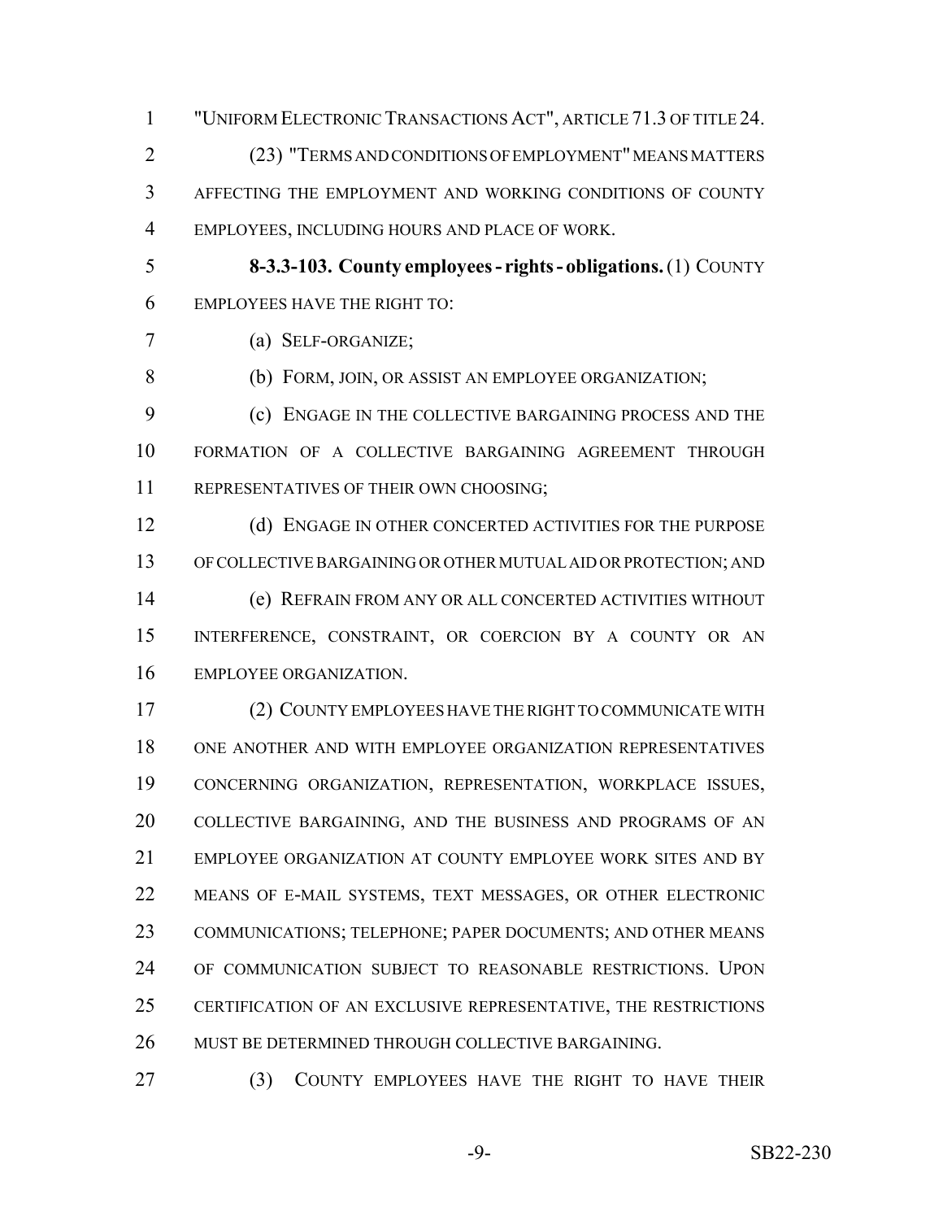"UNIFORM ELECTRONIC TRANSACTIONS ACT", ARTICLE 71.3 OF TITLE 24.

(23) "TERMS AND CONDITIONS OF EMPLOYMENT" MEANS MATTERS AFFECTING THE EMPLOYMENT AND WORKING CONDITIONS OF COUNTY EMPLOYEES, INCLUDING HOURS AND PLACE OF WORK.

**8-3.3-103. County employees - rights - obligations.** (1) COUNTY EMPLOYEES HAVE THE RIGHT TO:

(a) SELF-ORGANIZE;

(b) FORM, JOIN, OR ASSIST AN EMPLOYEE ORGANIZATION;

(c) ENGAGE IN THE COLLECTIVE BARGAINING PROCESS AND THE FORMATION OF A COLLECTIVE BARGAINING AGREEMENT THROUGH REPRESENTATIVES OF THEIR OWN CHOOSING;

(d) ENGAGE IN OTHER CONCERTED ACTIVITIES FOR THE PURPOSE OF COLLECTIVE BARGAINING OR OTHER MUTUAL AID OR PROTECTION; AND

(e) REFRAIN FROM ANY OR ALL CONCERTED ACTIVITIES WITHOUT INTERFERENCE, CONSTRAINT, OR COERCION BY A COUNTY OR AN EMPLOYEE ORGANIZATION.

(2) COUNTY EMPLOYEES HAVE THE RIGHT TO COMMUNICATE WITH ONE ANOTHER AND WITH EMPLOYEE ORGANIZATION REPRESENTATIVES CONCERNING ORGANIZATION, REPRESENTATION, WORKPLACE ISSUES, COLLECTIVE BARGAINING, AND THE BUSINESS AND PROGRAMS OF AN EMPLOYEE ORGANIZATION AT COUNTY EMPLOYEE WORK SITES AND BY MEANS OF E-MAIL SYSTEMS, TEXT MESSAGES, OR OTHER ELECTRONIC COMMUNICATIONS; TELEPHONE; PAPER DOCUMENTS; AND OTHER MEANS OF COMMUNICATION SUBJECT TO REASONABLE RESTRICTIONS. UPON CERTIFICATION OF AN EXCLUSIVE REPRESENTATIVE, THE RESTRICTIONS MUST BE DETERMINED THROUGH COLLECTIVE BARGAINING.

(3) COUNTY EMPLOYEES HAVE THE RIGHT TO HAVE THEIR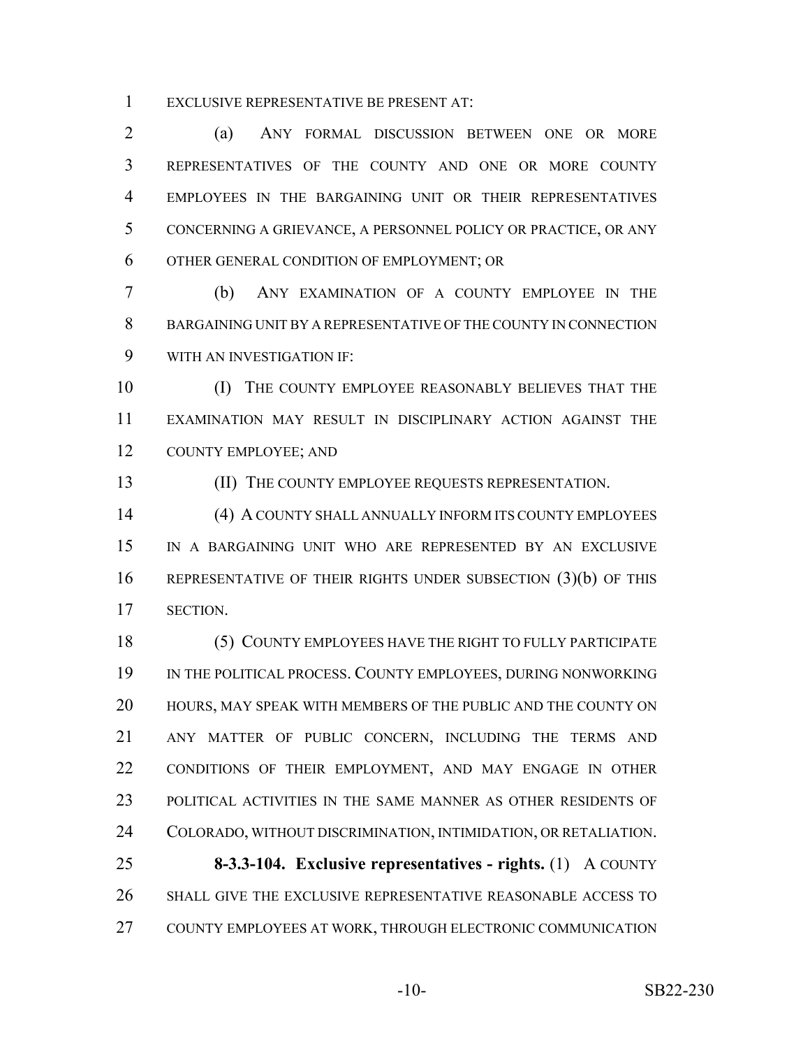EXCLUSIVE REPRESENTATIVE BE PRESENT AT:

(a) ANY FORMAL DISCUSSION BETWEEN ONE OR MORE REPRESENTATIVES OF THE COUNTY AND ONE OR MORE COUNTY EMPLOYEES IN THE BARGAINING UNIT OR THEIR REPRESENTATIVES CONCERNING A GRIEVANCE, A PERSONNEL POLICY OR PRACTICE, OR ANY OTHER GENERAL CONDITION OF EMPLOYMENT; OR

(b) ANY EXAMINATION OF A COUNTY EMPLOYEE IN THE BARGAINING UNIT BY A REPRESENTATIVE OF THE COUNTY IN CONNECTION WITH AN INVESTIGATION IF:

(I) THE COUNTY EMPLOYEE REASONABLY BELIEVES THAT THE EXAMINATION MAY RESULT IN DISCIPLINARY ACTION AGAINST THE COUNTY EMPLOYEE; AND

(II) THE COUNTY EMPLOYEE REQUESTS REPRESENTATION.

(4) A COUNTY SHALL ANNUALLY INFORM ITS COUNTY EMPLOYEES IN A BARGAINING UNIT WHO ARE REPRESENTED BY AN EXCLUSIVE REPRESENTATIVE OF THEIR RIGHTS UNDER SUBSECTION (3)(b) OF THIS SECTION.

(5) COUNTY EMPLOYEES HAVE THE RIGHT TO FULLY PARTICIPATE IN THE POLITICAL PROCESS. COUNTY EMPLOYEES, DURING NONWORKING HOURS, MAY SPEAK WITH MEMBERS OF THE PUBLIC AND THE COUNTY ON ANY MATTER OF PUBLIC CONCERN, INCLUDING THE TERMS AND CONDITIONS OF THEIR EMPLOYMENT, AND MAY ENGAGE IN OTHER POLITICAL ACTIVITIES IN THE SAME MANNER AS OTHER RESIDENTS OF COLORADO, WITHOUT DISCRIMINATION, INTIMIDATION, OR RETALIATION.

**8-3.3-104. Exclusive representatives - rights.** (1) A COUNTY SHALL GIVE THE EXCLUSIVE REPRESENTATIVE REASONABLE ACCESS TO COUNTY EMPLOYEES AT WORK, THROUGH ELECTRONIC COMMUNICATION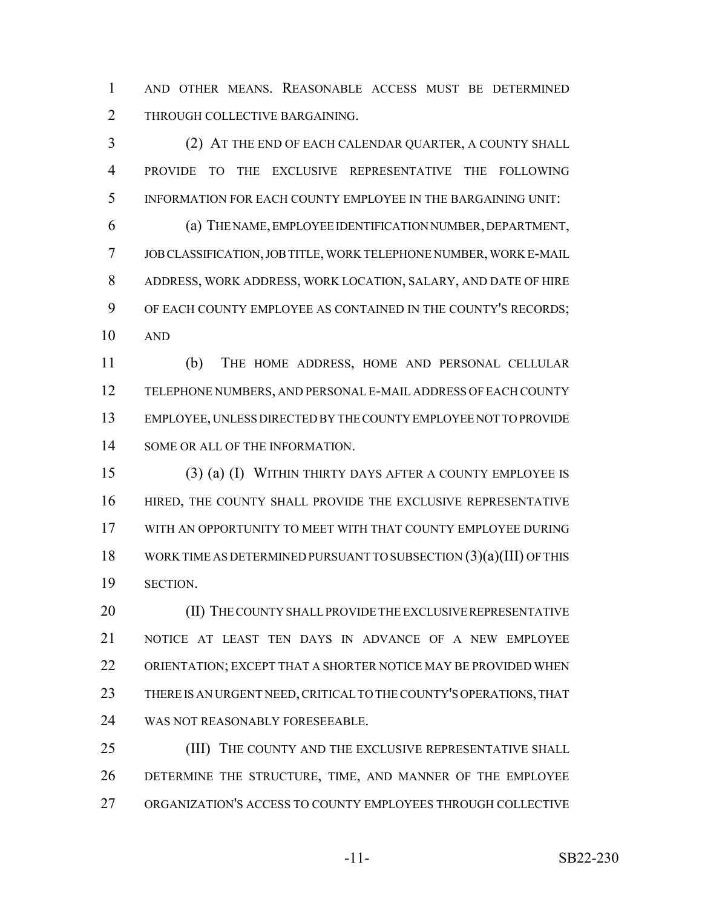AND OTHER MEANS. REASONABLE ACCESS MUST BE DETERMINED THROUGH COLLECTIVE BARGAINING.

(2) AT THE END OF EACH CALENDAR QUARTER, A COUNTY SHALL PROVIDE TO THE EXCLUSIVE REPRESENTATIVE THE FOLLOWING INFORMATION FOR EACH COUNTY EMPLOYEE IN THE BARGAINING UNIT:

(a) THE NAME, EMPLOYEE IDENTIFICATION NUMBER, DEPARTMENT, JOB CLASSIFICATION, JOB TITLE, WORK TELEPHONE NUMBER, WORK E-MAIL ADDRESS, WORK ADDRESS, WORK LOCATION, SALARY, AND DATE OF HIRE OF EACH COUNTY EMPLOYEE AS CONTAINED IN THE COUNTY'S RECORDS; AND

(b) THE HOME ADDRESS, HOME AND PERSONAL CELLULAR TELEPHONE NUMBERS, AND PERSONAL E-MAIL ADDRESS OF EACH COUNTY EMPLOYEE, UNLESS DIRECTED BY THE COUNTY EMPLOYEE NOT TO PROVIDE SOME OR ALL OF THE INFORMATION.

(3) (a) (I) WITHIN THIRTY DAYS AFTER A COUNTY EMPLOYEE IS HIRED, THE COUNTY SHALL PROVIDE THE EXCLUSIVE REPRESENTATIVE WITH AN OPPORTUNITY TO MEET WITH THAT COUNTY EMPLOYEE DURING WORK TIME AS DETERMINED PURSUANT TO SUBSECTION (3)(a)(III) OF THIS SECTION.

(II) THE COUNTY SHALL PROVIDE THE EXCLUSIVE REPRESENTATIVE NOTICE AT LEAST TEN DAYS IN ADVANCE OF A NEW EMPLOYEE ORIENTATION; EXCEPT THAT A SHORTER NOTICE MAY BE PROVIDED WHEN THERE IS AN URGENT NEED, CRITICAL TO THE COUNTY'S OPERATIONS, THAT WAS NOT REASONABLY FORESEEABLE.

(III) THE COUNTY AND THE EXCLUSIVE REPRESENTATIVE SHALL DETERMINE THE STRUCTURE, TIME, AND MANNER OF THE EMPLOYEE ORGANIZATION'S ACCESS TO COUNTY EMPLOYEES THROUGH COLLECTIVE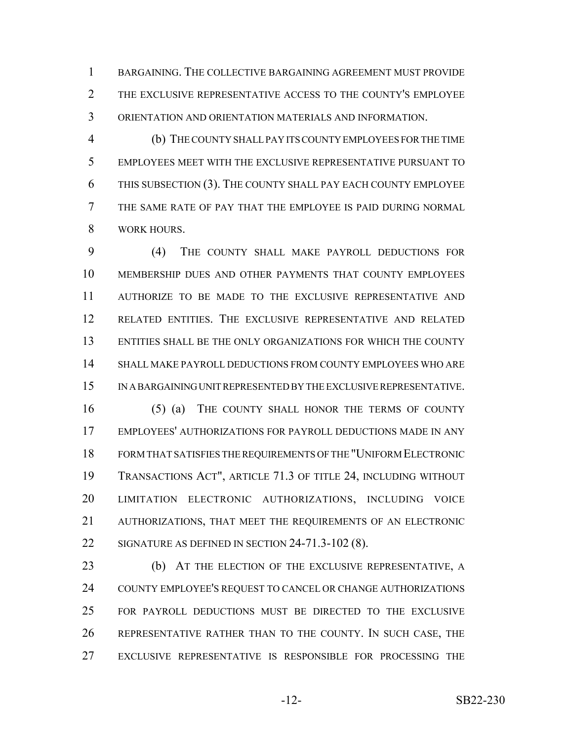BARGAINING. THE COLLECTIVE BARGAINING AGREEMENT MUST PROVIDE THE EXCLUSIVE REPRESENTATIVE ACCESS TO THE COUNTY'S EMPLOYEE ORIENTATION AND ORIENTATION MATERIALS AND INFORMATION.

(b) THE COUNTY SHALL PAY ITS COUNTY EMPLOYEES FOR THE TIME EMPLOYEES MEET WITH THE EXCLUSIVE REPRESENTATIVE PURSUANT TO THIS SUBSECTION (3). THE COUNTY SHALL PAY EACH COUNTY EMPLOYEE THE SAME RATE OF PAY THAT THE EMPLOYEE IS PAID DURING NORMAL WORK HOURS.

(4) THE COUNTY SHALL MAKE PAYROLL DEDUCTIONS FOR MEMBERSHIP DUES AND OTHER PAYMENTS THAT COUNTY EMPLOYEES AUTHORIZE TO BE MADE TO THE EXCLUSIVE REPRESENTATIVE AND RELATED ENTITIES. THE EXCLUSIVE REPRESENTATIVE AND RELATED ENTITIES SHALL BE THE ONLY ORGANIZATIONS FOR WHICH THE COUNTY SHALL MAKE PAYROLL DEDUCTIONS FROM COUNTY EMPLOYEES WHO ARE IN A BARGAINING UNIT REPRESENTED BY THE EXCLUSIVE REPRESENTATIVE.

(5) (a) THE COUNTY SHALL HONOR THE TERMS OF COUNTY EMPLOYEES' AUTHORIZATIONS FOR PAYROLL DEDUCTIONS MADE IN ANY FORM THAT SATISFIES THE REQUIREMENTS OF THE "UNIFORM ELECTRONIC TRANSACTIONS ACT", ARTICLE 71.3 OF TITLE 24, INCLUDING WITHOUT LIMITATION ELECTRONIC AUTHORIZATIONS, INCLUDING VOICE AUTHORIZATIONS, THAT MEET THE REQUIREMENTS OF AN ELECTRONIC SIGNATURE AS DEFINED IN SECTION 24-71.3-102 (8).

(b) AT THE ELECTION OF THE EXCLUSIVE REPRESENTATIVE, A COUNTY EMPLOYEE'S REQUEST TO CANCEL OR CHANGE AUTHORIZATIONS FOR PAYROLL DEDUCTIONS MUST BE DIRECTED TO THE EXCLUSIVE REPRESENTATIVE RATHER THAN TO THE COUNTY. IN SUCH CASE, THE EXCLUSIVE REPRESENTATIVE IS RESPONSIBLE FOR PROCESSING THE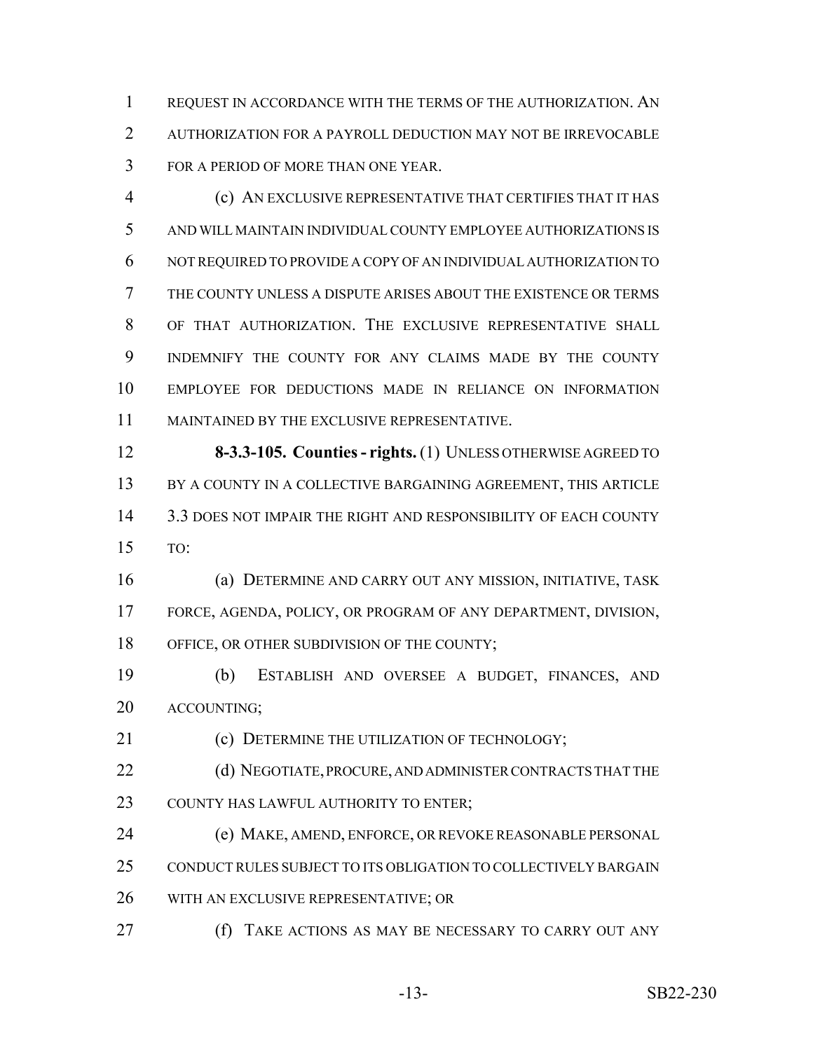REQUEST IN ACCORDANCE WITH THE TERMS OF THE AUTHORIZATION. AN AUTHORIZATION FOR A PAYROLL DEDUCTION MAY NOT BE IRREVOCABLE FOR A PERIOD OF MORE THAN ONE YEAR.

(c) AN EXCLUSIVE REPRESENTATIVE THAT CERTIFIES THAT IT HAS AND WILL MAINTAIN INDIVIDUAL COUNTY EMPLOYEE AUTHORIZATIONS IS NOT REQUIRED TO PROVIDE A COPY OF AN INDIVIDUAL AUTHORIZATION TO THE COUNTY UNLESS A DISPUTE ARISES ABOUT THE EXISTENCE OR TERMS OF THAT AUTHORIZATION. THE EXCLUSIVE REPRESENTATIVE SHALL INDEMNIFY THE COUNTY FOR ANY CLAIMS MADE BY THE COUNTY EMPLOYEE FOR DEDUCTIONS MADE IN RELIANCE ON INFORMATION MAINTAINED BY THE EXCLUSIVE REPRESENTATIVE.

**8-3.3-105. Counties - rights.** (1) UNLESS OTHERWISE AGREED TO BY A COUNTY IN A COLLECTIVE BARGAINING AGREEMENT, THIS ARTICLE 3.3 DOES NOT IMPAIR THE RIGHT AND RESPONSIBILITY OF EACH COUNTY TO:

(a) DETERMINE AND CARRY OUT ANY MISSION, INITIATIVE, TASK FORCE, AGENDA, POLICY, OR PROGRAM OF ANY DEPARTMENT, DIVISION, OFFICE, OR OTHER SUBDIVISION OF THE COUNTY;

(b) ESTABLISH AND OVERSEE A BUDGET, FINANCES, AND ACCOUNTING;

(c) DETERMINE THE UTILIZATION OF TECHNOLOGY;

(d) NEGOTIATE, PROCURE, AND ADMINISTER CONTRACTS THAT THE COUNTY HAS LAWFUL AUTHORITY TO ENTER;

(e) MAKE, AMEND, ENFORCE, OR REVOKE REASONABLE PERSONAL CONDUCT RULES SUBJECT TO ITS OBLIGATION TO COLLECTIVELY BARGAIN WITH AN EXCLUSIVE REPRESENTATIVE; OR

(f) TAKE ACTIONS AS MAY BE NECESSARY TO CARRY OUT ANY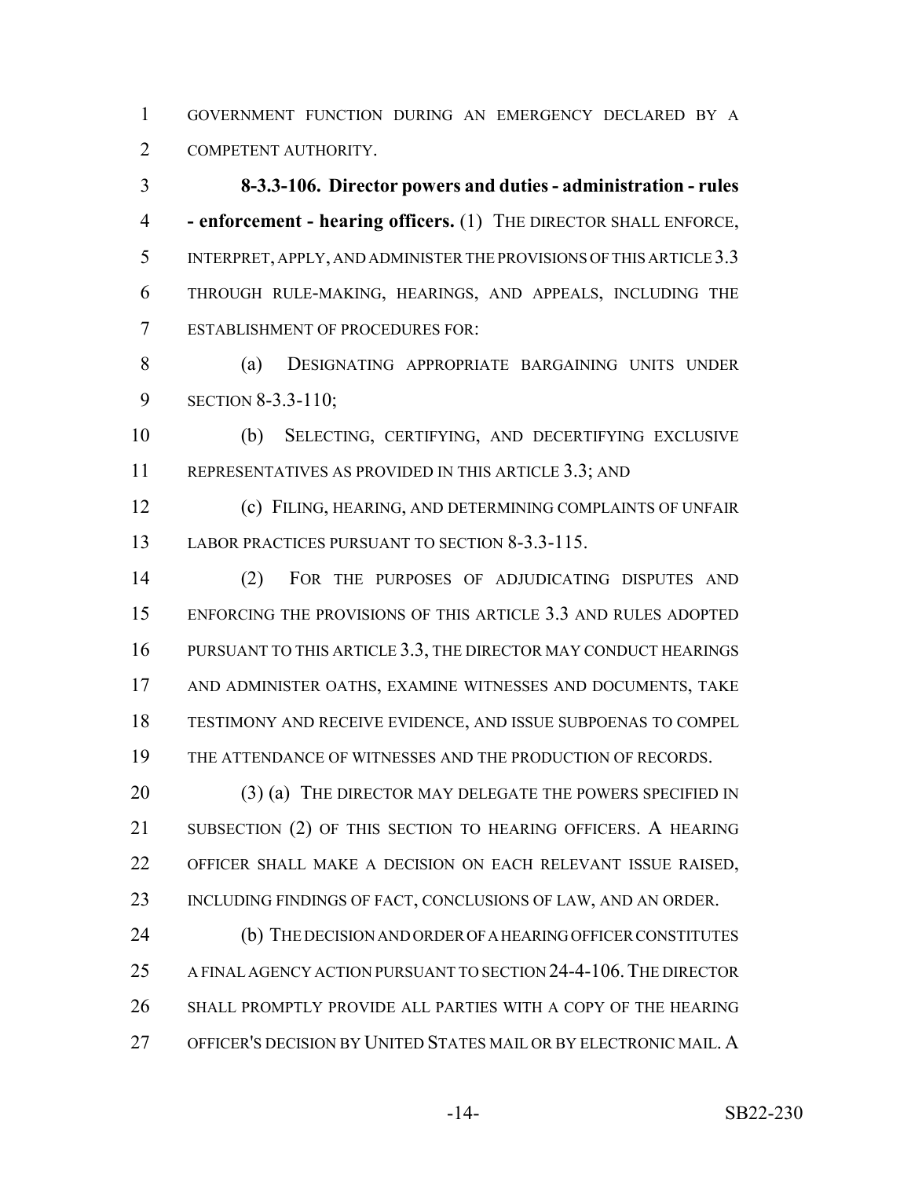GOVERNMENT FUNCTION DURING AN EMERGENCY DECLARED BY A COMPETENT AUTHORITY.

**8-3.3-106. Director powers and duties - administration - rules - enforcement - hearing officers.** (1) THE DIRECTOR SHALL ENFORCE, INTERPRET, APPLY, AND ADMINISTER THE PROVISIONS OF THIS ARTICLE 3.3 THROUGH RULE-MAKING, HEARINGS, AND APPEALS, INCLUDING THE ESTABLISHMENT OF PROCEDURES FOR:

(a) DESIGNATING APPROPRIATE BARGAINING UNITS UNDER SECTION 8-3.3-110;

(b) SELECTING, CERTIFYING, AND DECERTIFYING EXCLUSIVE REPRESENTATIVES AS PROVIDED IN THIS ARTICLE 3.3; AND

(c) FILING, HEARING, AND DETERMINING COMPLAINTS OF UNFAIR LABOR PRACTICES PURSUANT TO SECTION 8-3.3-115.

(2) FOR THE PURPOSES OF ADJUDICATING DISPUTES AND ENFORCING THE PROVISIONS OF THIS ARTICLE 3.3 AND RULES ADOPTED PURSUANT TO THIS ARTICLE 3.3, THE DIRECTOR MAY CONDUCT HEARINGS AND ADMINISTER OATHS, EXAMINE WITNESSES AND DOCUMENTS, TAKE TESTIMONY AND RECEIVE EVIDENCE, AND ISSUE SUBPOENAS TO COMPEL THE ATTENDANCE OF WITNESSES AND THE PRODUCTION OF RECORDS.

(3) (a) THE DIRECTOR MAY DELEGATE THE POWERS SPECIFIED IN SUBSECTION (2) OF THIS SECTION TO HEARING OFFICERS. A HEARING OFFICER SHALL MAKE A DECISION ON EACH RELEVANT ISSUE RAISED, INCLUDING FINDINGS OF FACT, CONCLUSIONS OF LAW, AND AN ORDER.

(b) THE DECISION AND ORDER OF A HEARING OFFICER CONSTITUTES A FINAL AGENCY ACTION PURSUANT TO SECTION 24-4-106. THE DIRECTOR SHALL PROMPTLY PROVIDE ALL PARTIES WITH A COPY OF THE HEARING OFFICER'S DECISION BY UNITED STATES MAIL OR BY ELECTRONIC MAIL. A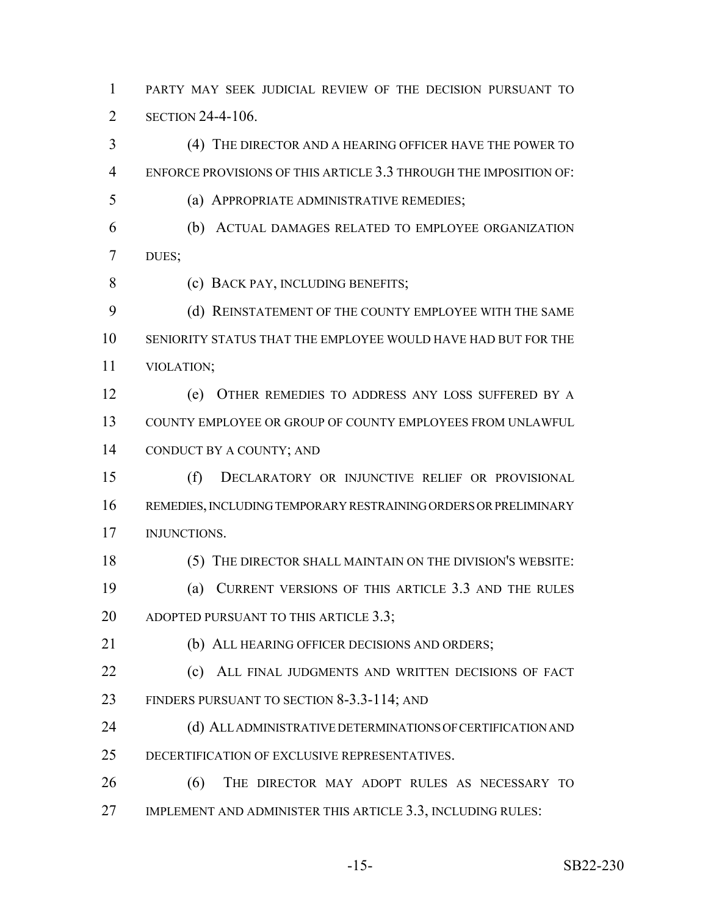PARTY MAY SEEK JUDICIAL REVIEW OF THE DECISION PURSUANT TO SECTION 24-4-106.

(4) THE DIRECTOR AND A HEARING OFFICER HAVE THE POWER TO ENFORCE PROVISIONS OF THIS ARTICLE 3.3 THROUGH THE IMPOSITION OF:

(a) APPROPRIATE ADMINISTRATIVE REMEDIES;

(b) ACTUAL DAMAGES RELATED TO EMPLOYEE ORGANIZATION DUES;

(c) BACK PAY, INCLUDING BENEFITS;

(d) REINSTATEMENT OF THE COUNTY EMPLOYEE WITH THE SAME SENIORITY STATUS THAT THE EMPLOYEE WOULD HAVE HAD BUT FOR THE VIOLATION;

(e) OTHER REMEDIES TO ADDRESS ANY LOSS SUFFERED BY A COUNTY EMPLOYEE OR GROUP OF COUNTY EMPLOYEES FROM UNLAWFUL CONDUCT BY A COUNTY; AND

(f) DECLARATORY OR INJUNCTIVE RELIEF OR PROVISIONAL REMEDIES, INCLUDING TEMPORARY RESTRAINING ORDERS OR PRELIMINARY INJUNCTIONS.

(5) THE DIRECTOR SHALL MAINTAIN ON THE DIVISION'S WEBSITE:

(a) CURRENT VERSIONS OF THIS ARTICLE 3.3 AND THE RULES ADOPTED PURSUANT TO THIS ARTICLE 3.3;

(b) ALL HEARING OFFICER DECISIONS AND ORDERS;

(c) ALL FINAL JUDGMENTS AND WRITTEN DECISIONS OF FACT FINDERS PURSUANT TO SECTION 8-3.3-114; AND

(d) ALL ADMINISTRATIVE DETERMINATIONS OF CERTIFICATION AND DECERTIFICATION OF EXCLUSIVE REPRESENTATIVES.

(6) THE DIRECTOR MAY ADOPT RULES AS NECESSARY TO IMPLEMENT AND ADMINISTER THIS ARTICLE 3.3, INCLUDING RULES: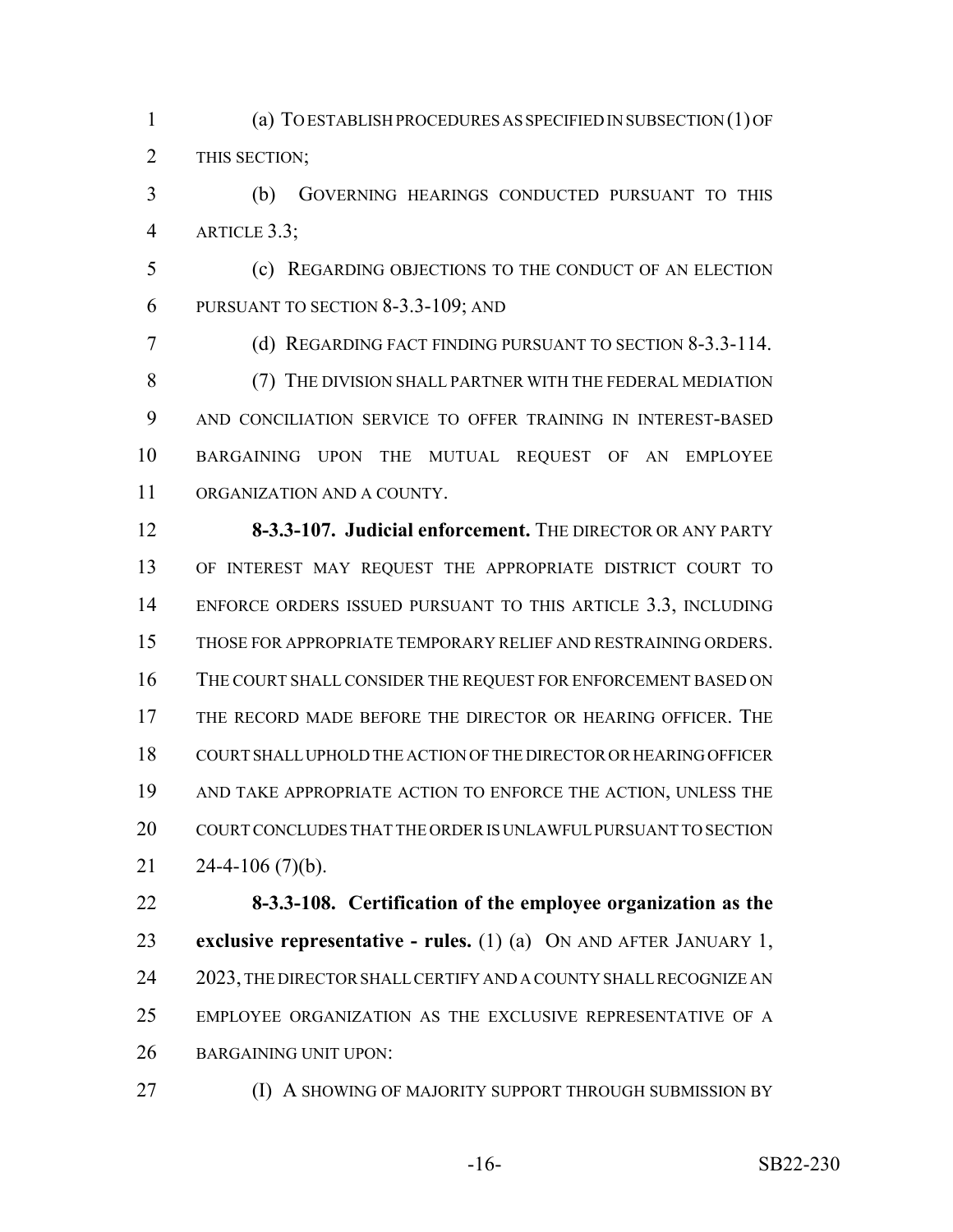(a) TO ESTABLISH PROCEDURES AS SPECIFIED IN SUBSECTION (1) OF THIS SECTION;

(b) GOVERNING HEARINGS CONDUCTED PURSUANT TO THIS ARTICLE 3.3;

(c) REGARDING OBJECTIONS TO THE CONDUCT OF AN ELECTION PURSUANT TO SECTION 8-3.3-109; AND

(d) REGARDING FACT FINDING PURSUANT TO SECTION 8-3.3-114.

(7) THE DIVISION SHALL PARTNER WITH THE FEDERAL MEDIATION AND CONCILIATION SERVICE TO OFFER TRAINING IN INTEREST-BASED BARGAINING UPON THE MUTUAL REQUEST OF AN EMPLOYEE ORGANIZATION AND A COUNTY.

**8-3.3-107. Judicial enforcement.** THE DIRECTOR OR ANY PARTY OF INTEREST MAY REQUEST THE APPROPRIATE DISTRICT COURT TO ENFORCE ORDERS ISSUED PURSUANT TO THIS ARTICLE 3.3, INCLUDING THOSE FOR APPROPRIATE TEMPORARY RELIEF AND RESTRAINING ORDERS. THE COURT SHALL CONSIDER THE REQUEST FOR ENFORCEMENT BASED ON THE RECORD MADE BEFORE THE DIRECTOR OR HEARING OFFICER. THE COURT SHALL UPHOLD THE ACTION OF THE DIRECTOR OR HEARING OFFICER AND TAKE APPROPRIATE ACTION TO ENFORCE THE ACTION, UNLESS THE COURT CONCLUDES THAT THE ORDER IS UNLAWFUL PURSUANT TO SECTION 24-4-106 (7)(b).

**8-3.3-108. Certification of the employee organization as the exclusive representative - rules.** (1) (a) ON AND AFTER JANUARY 1, 2023, THE DIRECTOR SHALL CERTIFY AND A COUNTY SHALL RECOGNIZE AN EMPLOYEE ORGANIZATION AS THE EXCLUSIVE REPRESENTATIVE OF A BARGAINING UNIT UPON:

(I) A SHOWING OF MAJORITY SUPPORT THROUGH SUBMISSION BY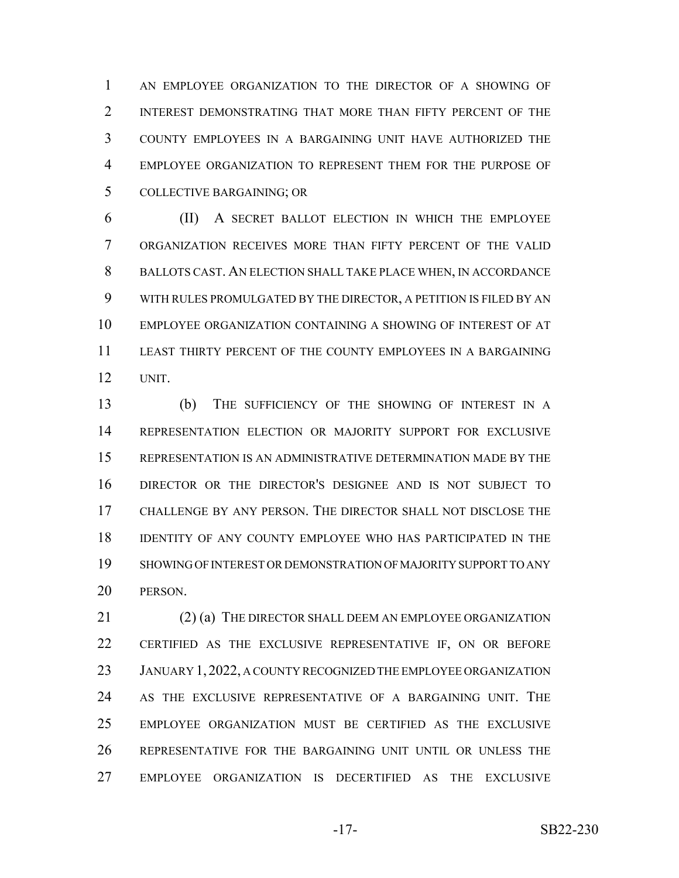AN EMPLOYEE ORGANIZATION TO THE DIRECTOR OF A SHOWING OF INTEREST DEMONSTRATING THAT MORE THAN FIFTY PERCENT OF THE COUNTY EMPLOYEES IN A BARGAINING UNIT HAVE AUTHORIZED THE EMPLOYEE ORGANIZATION TO REPRESENT THEM FOR THE PURPOSE OF COLLECTIVE BARGAINING; OR

(II) A SECRET BALLOT ELECTION IN WHICH THE EMPLOYEE ORGANIZATION RECEIVES MORE THAN FIFTY PERCENT OF THE VALID BALLOTS CAST. AN ELECTION SHALL TAKE PLACE WHEN, IN ACCORDANCE WITH RULES PROMULGATED BY THE DIRECTOR, A PETITION IS FILED BY AN EMPLOYEE ORGANIZATION CONTAINING A SHOWING OF INTEREST OF AT LEAST THIRTY PERCENT OF THE COUNTY EMPLOYEES IN A BARGAINING UNIT.

(b) THE SUFFICIENCY OF THE SHOWING OF INTEREST IN A REPRESENTATION ELECTION OR MAJORITY SUPPORT FOR EXCLUSIVE REPRESENTATION IS AN ADMINISTRATIVE DETERMINATION MADE BY THE DIRECTOR OR THE DIRECTOR'S DESIGNEE AND IS NOT SUBJECT TO CHALLENGE BY ANY PERSON. THE DIRECTOR SHALL NOT DISCLOSE THE IDENTITY OF ANY COUNTY EMPLOYEE WHO HAS PARTICIPATED IN THE SHOWING OF INTEREST OR DEMONSTRATION OF MAJORITY SUPPORT TO ANY PERSON.

(2) (a) THE DIRECTOR SHALL DEEM AN EMPLOYEE ORGANIZATION CERTIFIED AS THE EXCLUSIVE REPRESENTATIVE IF, ON OR BEFORE JANUARY 1, 2022, A COUNTY RECOGNIZED THE EMPLOYEE ORGANIZATION AS THE EXCLUSIVE REPRESENTATIVE OF A BARGAINING UNIT. THE EMPLOYEE ORGANIZATION MUST BE CERTIFIED AS THE EXCLUSIVE REPRESENTATIVE FOR THE BARGAINING UNIT UNTIL OR UNLESS THE EMPLOYEE ORGANIZATION IS DECERTIFIED AS THE EXCLUSIVE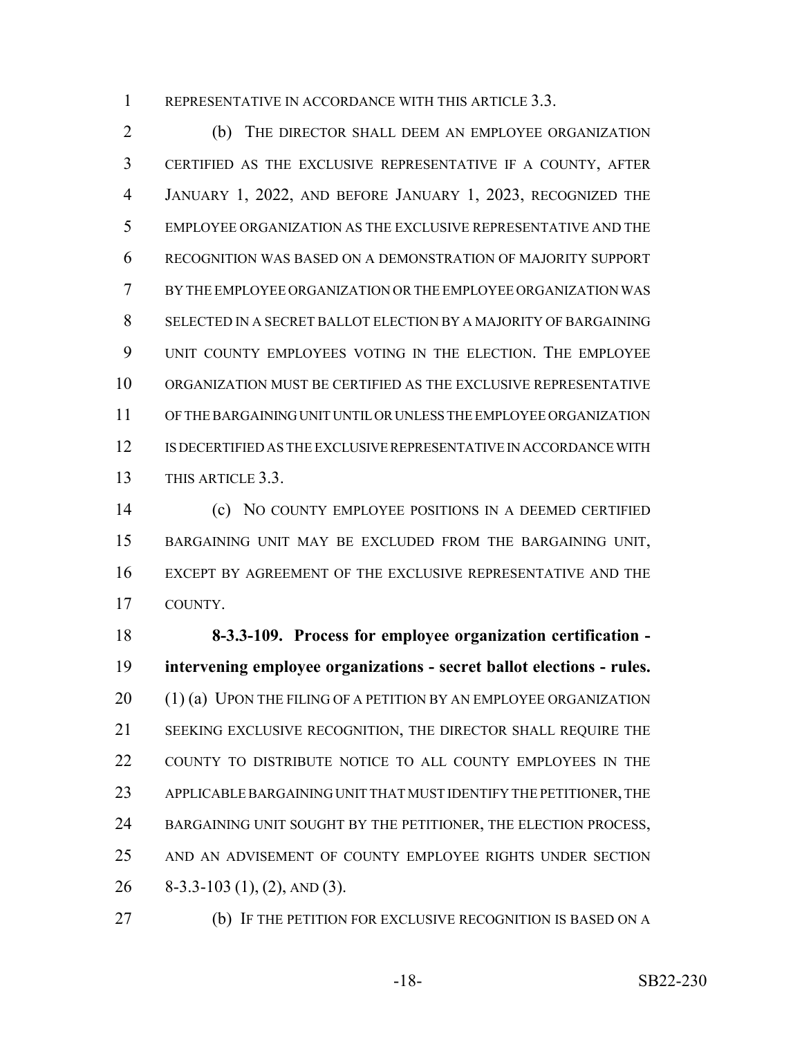REPRESENTATIVE IN ACCORDANCE WITH THIS ARTICLE 3.3.

(b) THE DIRECTOR SHALL DEEM AN EMPLOYEE ORGANIZATION CERTIFIED AS THE EXCLUSIVE REPRESENTATIVE IF A COUNTY, AFTER JANUARY 1, 2022, AND BEFORE JANUARY 1, 2023, RECOGNIZED THE EMPLOYEE ORGANIZATION AS THE EXCLUSIVE REPRESENTATIVE AND THE RECOGNITION WAS BASED ON A DEMONSTRATION OF MAJORITY SUPPORT BY THE EMPLOYEE ORGANIZATION OR THE EMPLOYEE ORGANIZATION WAS SELECTED IN A SECRET BALLOT ELECTION BY A MAJORITY OF BARGAINING UNIT COUNTY EMPLOYEES VOTING IN THE ELECTION. THE EMPLOYEE ORGANIZATION MUST BE CERTIFIED AS THE EXCLUSIVE REPRESENTATIVE OF THE BARGAINING UNIT UNTIL OR UNLESS THE EMPLOYEE ORGANIZATION IS DECERTIFIED AS THE EXCLUSIVE REPRESENTATIVE IN ACCORDANCE WITH THIS ARTICLE 3.3.

(c) NO COUNTY EMPLOYEE POSITIONS IN A DEEMED CERTIFIED BARGAINING UNIT MAY BE EXCLUDED FROM THE BARGAINING UNIT, EXCEPT BY AGREEMENT OF THE EXCLUSIVE REPRESENTATIVE AND THE COUNTY.

**8-3.3-109. Process for employee organization certification - intervening employee organizations - secret ballot elections - rules.** (1) (a) UPON THE FILING OF A PETITION BY AN EMPLOYEE ORGANIZATION SEEKING EXCLUSIVE RECOGNITION, THE DIRECTOR SHALL REQUIRE THE COUNTY TO DISTRIBUTE NOTICE TO ALL COUNTY EMPLOYEES IN THE APPLICABLE BARGAINING UNIT THAT MUST IDENTIFY THE PETITIONER, THE BARGAINING UNIT SOUGHT BY THE PETITIONER, THE ELECTION PROCESS, AND AN ADVISEMENT OF COUNTY EMPLOYEE RIGHTS UNDER SECTION 8-3.3-103 (1), (2), AND (3).

(b) IF THE PETITION FOR EXCLUSIVE RECOGNITION IS BASED ON A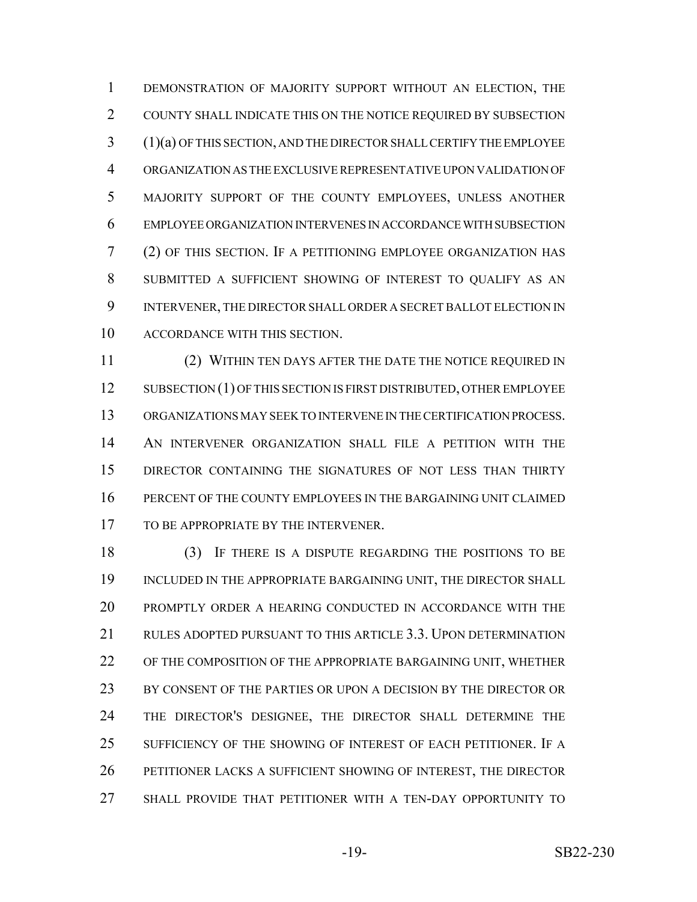DEMONSTRATION OF MAJORITY SUPPORT WITHOUT AN ELECTION, THE COUNTY SHALL INDICATE THIS ON THE NOTICE REQUIRED BY SUBSECTION (1)(a) OF THIS SECTION, AND THE DIRECTOR SHALL CERTIFY THE EMPLOYEE ORGANIZATION AS THE EXCLUSIVE REPRESENTATIVE UPON VALIDATION OF MAJORITY SUPPORT OF THE COUNTY EMPLOYEES, UNLESS ANOTHER EMPLOYEE ORGANIZATION INTERVENES IN ACCORDANCE WITH SUBSECTION (2) OF THIS SECTION. IF A PETITIONING EMPLOYEE ORGANIZATION HAS SUBMITTED A SUFFICIENT SHOWING OF INTEREST TO QUALIFY AS AN INTERVENER, THE DIRECTOR SHALL ORDER A SECRET BALLOT ELECTION IN ACCORDANCE WITH THIS SECTION.

(2) WITHIN TEN DAYS AFTER THE DATE THE NOTICE REQUIRED IN SUBSECTION (1) OF THIS SECTION IS FIRST DISTRIBUTED, OTHER EMPLOYEE ORGANIZATIONS MAY SEEK TO INTERVENE IN THE CERTIFICATION PROCESS. AN INTERVENER ORGANIZATION SHALL FILE A PETITION WITH THE DIRECTOR CONTAINING THE SIGNATURES OF NOT LESS THAN THIRTY PERCENT OF THE COUNTY EMPLOYEES IN THE BARGAINING UNIT CLAIMED TO BE APPROPRIATE BY THE INTERVENER.

(3) IF THERE IS A DISPUTE REGARDING THE POSITIONS TO BE INCLUDED IN THE APPROPRIATE BARGAINING UNIT, THE DIRECTOR SHALL PROMPTLY ORDER A HEARING CONDUCTED IN ACCORDANCE WITH THE RULES ADOPTED PURSUANT TO THIS ARTICLE 3.3. UPON DETERMINATION OF THE COMPOSITION OF THE APPROPRIATE BARGAINING UNIT, WHETHER BY CONSENT OF THE PARTIES OR UPON A DECISION BY THE DIRECTOR OR THE DIRECTOR'S DESIGNEE, THE DIRECTOR SHALL DETERMINE THE SUFFICIENCY OF THE SHOWING OF INTEREST OF EACH PETITIONER. IF A PETITIONER LACKS A SUFFICIENT SHOWING OF INTEREST, THE DIRECTOR SHALL PROVIDE THAT PETITIONER WITH A TEN-DAY OPPORTUNITY TO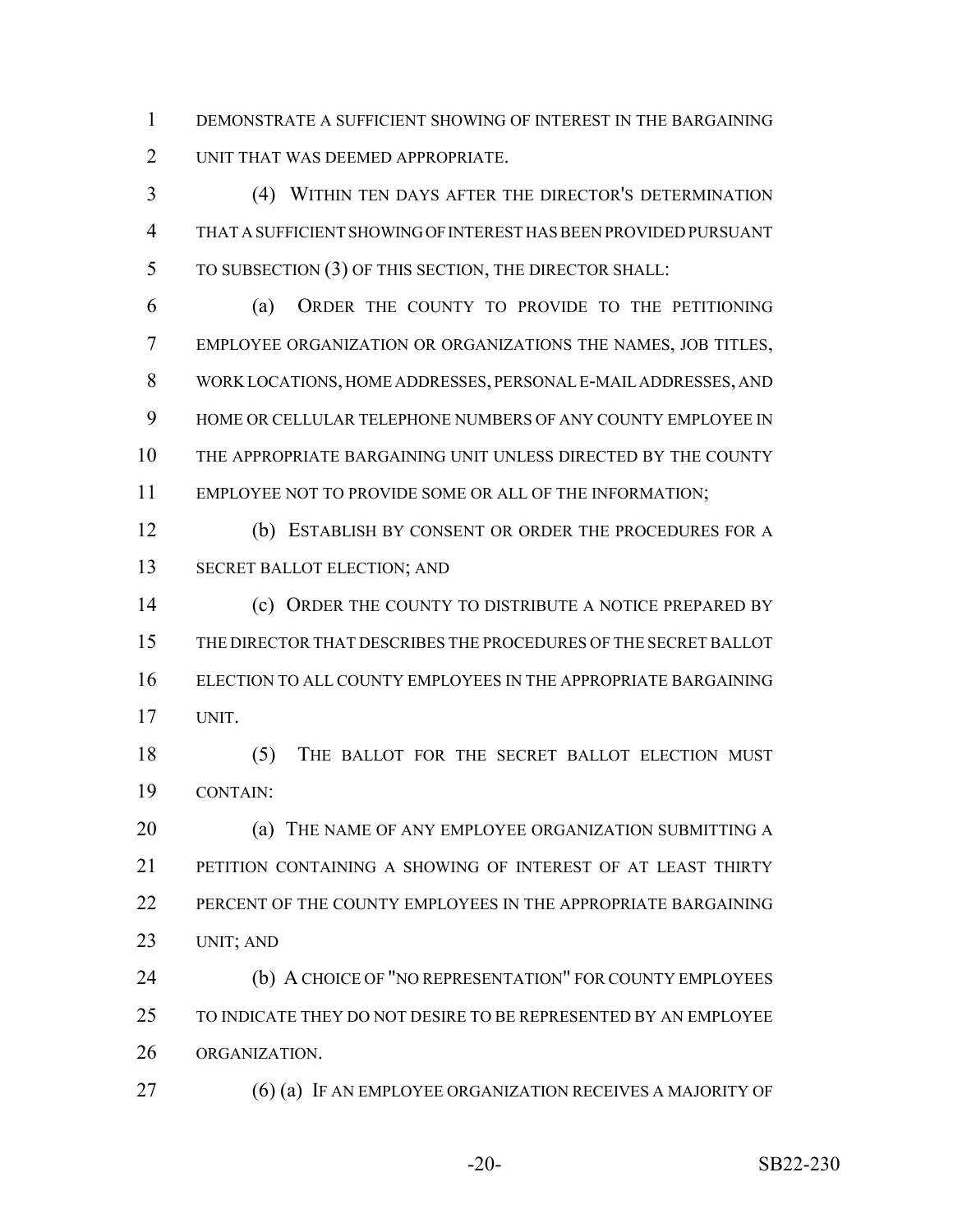DEMONSTRATE A SUFFICIENT SHOWING OF INTEREST IN THE BARGAINING UNIT THAT WAS DEEMED APPROPRIATE.

(4) WITHIN TEN DAYS AFTER THE DIRECTOR'S DETERMINATION THAT A SUFFICIENT SHOWING OF INTEREST HAS BEEN PROVIDED PURSUANT TO SUBSECTION (3) OF THIS SECTION, THE DIRECTOR SHALL:

(a) ORDER THE COUNTY TO PROVIDE TO THE PETITIONING EMPLOYEE ORGANIZATION OR ORGANIZATIONS THE NAMES, JOB TITLES, WORK LOCATIONS, HOME ADDRESSES, PERSONAL E-MAIL ADDRESSES, AND HOME OR CELLULAR TELEPHONE NUMBERS OF ANY COUNTY EMPLOYEE IN THE APPROPRIATE BARGAINING UNIT UNLESS DIRECTED BY THE COUNTY EMPLOYEE NOT TO PROVIDE SOME OR ALL OF THE INFORMATION;

(b) ESTABLISH BY CONSENT OR ORDER THE PROCEDURES FOR A SECRET BALLOT ELECTION; AND

(c) ORDER THE COUNTY TO DISTRIBUTE A NOTICE PREPARED BY THE DIRECTOR THAT DESCRIBES THE PROCEDURES OF THE SECRET BALLOT ELECTION TO ALL COUNTY EMPLOYEES IN THE APPROPRIATE BARGAINING UNIT.

(5) THE BALLOT FOR THE SECRET BALLOT ELECTION MUST CONTAIN:

(a) THE NAME OF ANY EMPLOYEE ORGANIZATION SUBMITTING A PETITION CONTAINING A SHOWING OF INTEREST OF AT LEAST THIRTY PERCENT OF THE COUNTY EMPLOYEES IN THE APPROPRIATE BARGAINING UNIT; AND

(b) A CHOICE OF "NO REPRESENTATION" FOR COUNTY EMPLOYEES TO INDICATE THEY DO NOT DESIRE TO BE REPRESENTED BY AN EMPLOYEE ORGANIZATION.

(6) (a) IF AN EMPLOYEE ORGANIZATION RECEIVES A MAJORITY OF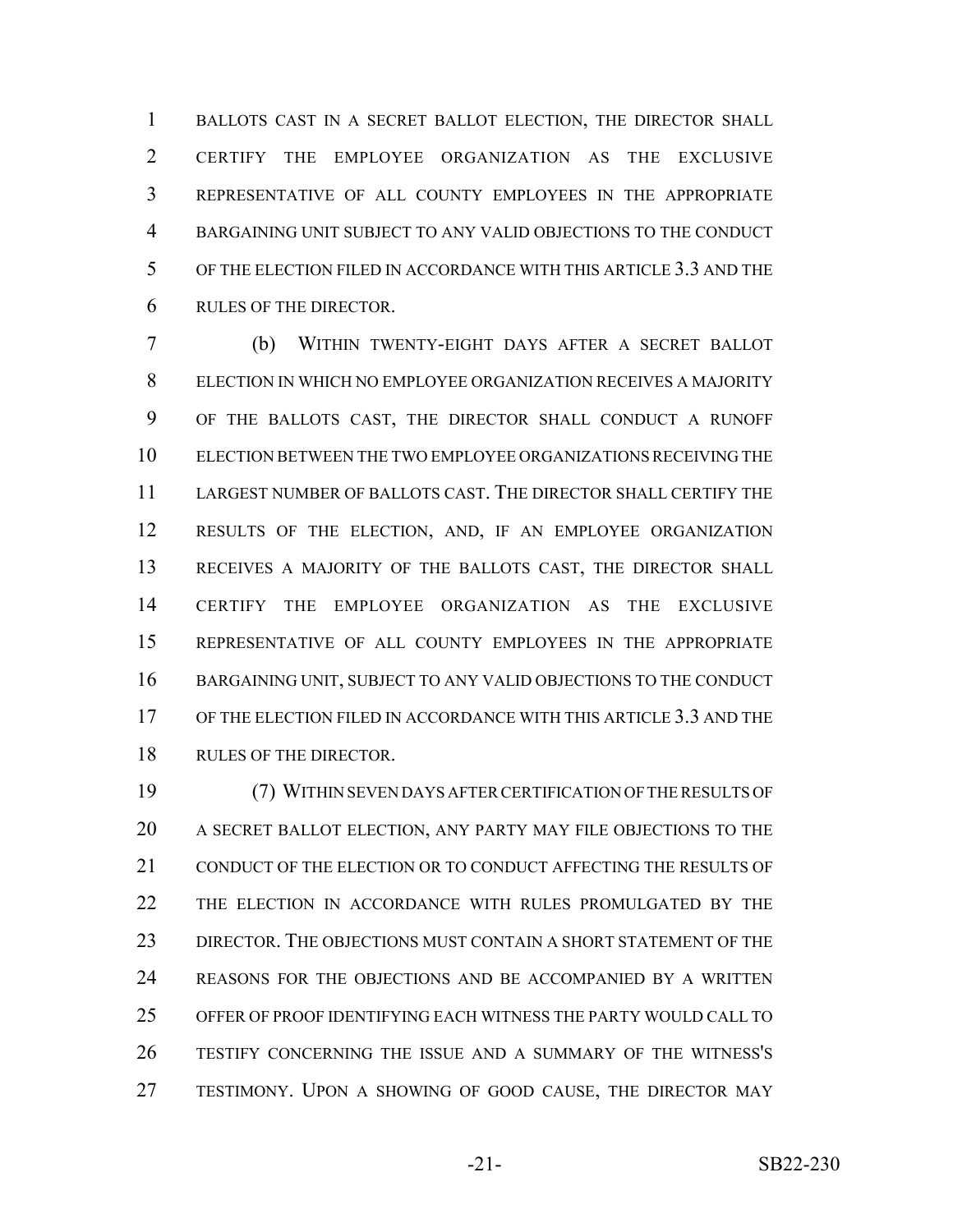BALLOTS CAST IN A SECRET BALLOT ELECTION, THE DIRECTOR SHALL CERTIFY THE EMPLOYEE ORGANIZATION AS THE EXCLUSIVE REPRESENTATIVE OF ALL COUNTY EMPLOYEES IN THE APPROPRIATE BARGAINING UNIT SUBJECT TO ANY VALID OBJECTIONS TO THE CONDUCT OF THE ELECTION FILED IN ACCORDANCE WITH THIS ARTICLE 3.3 AND THE RULES OF THE DIRECTOR.

(b) WITHIN TWENTY-EIGHT DAYS AFTER A SECRET BALLOT ELECTION IN WHICH NO EMPLOYEE ORGANIZATION RECEIVES A MAJORITY OF THE BALLOTS CAST, THE DIRECTOR SHALL CONDUCT A RUNOFF ELECTION BETWEEN THE TWO EMPLOYEE ORGANIZATIONS RECEIVING THE LARGEST NUMBER OF BALLOTS CAST. THE DIRECTOR SHALL CERTIFY THE RESULTS OF THE ELECTION, AND, IF AN EMPLOYEE ORGANIZATION RECEIVES A MAJORITY OF THE BALLOTS CAST, THE DIRECTOR SHALL CERTIFY THE EMPLOYEE ORGANIZATION AS THE EXCLUSIVE REPRESENTATIVE OF ALL COUNTY EMPLOYEES IN THE APPROPRIATE BARGAINING UNIT, SUBJECT TO ANY VALID OBJECTIONS TO THE CONDUCT OF THE ELECTION FILED IN ACCORDANCE WITH THIS ARTICLE 3.3 AND THE RULES OF THE DIRECTOR.

(7) WITHIN SEVEN DAYS AFTER CERTIFICATION OF THE RESULTS OF A SECRET BALLOT ELECTION, ANY PARTY MAY FILE OBJECTIONS TO THE CONDUCT OF THE ELECTION OR TO CONDUCT AFFECTING THE RESULTS OF THE ELECTION IN ACCORDANCE WITH RULES PROMULGATED BY THE DIRECTOR. THE OBJECTIONS MUST CONTAIN A SHORT STATEMENT OF THE REASONS FOR THE OBJECTIONS AND BE ACCOMPANIED BY A WRITTEN OFFER OF PROOF IDENTIFYING EACH WITNESS THE PARTY WOULD CALL TO TESTIFY CONCERNING THE ISSUE AND A SUMMARY OF THE WITNESS'S TESTIMONY. UPON A SHOWING OF GOOD CAUSE, THE DIRECTOR MAY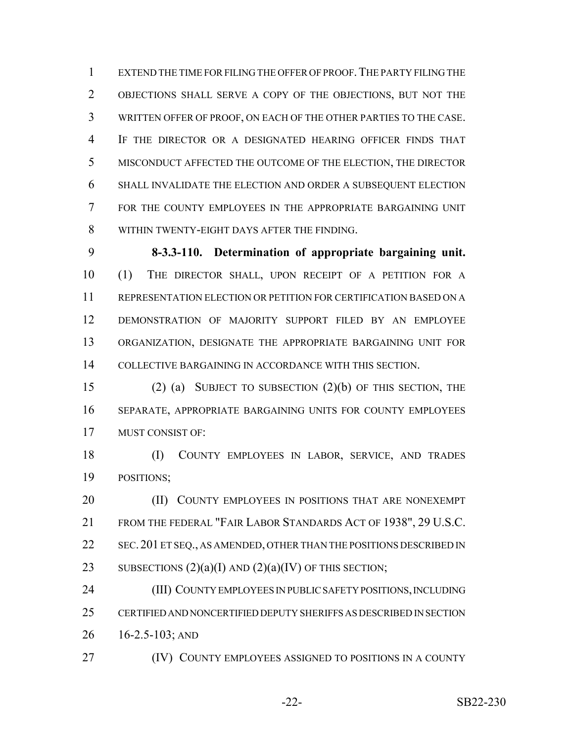EXTEND THE TIME FOR FILING THE OFFER OF PROOF. THE PARTY FILING THE OBJECTIONS SHALL SERVE A COPY OF THE OBJECTIONS, BUT NOT THE WRITTEN OFFER OF PROOF, ON EACH OF THE OTHER PARTIES TO THE CASE. IF THE DIRECTOR OR A DESIGNATED HEARING OFFICER FINDS THAT MISCONDUCT AFFECTED THE OUTCOME OF THE ELECTION, THE DIRECTOR SHALL INVALIDATE THE ELECTION AND ORDER A SUBSEQUENT ELECTION FOR THE COUNTY EMPLOYEES IN THE APPROPRIATE BARGAINING UNIT WITHIN TWENTY-EIGHT DAYS AFTER THE FINDING.

**8-3.3-110. Determination of appropriate bargaining unit.** (1) THE DIRECTOR SHALL, UPON RECEIPT OF A PETITION FOR A REPRESENTATION ELECTION OR PETITION FOR CERTIFICATION BASED ON A DEMONSTRATION OF MAJORITY SUPPORT FILED BY AN EMPLOYEE ORGANIZATION, DESIGNATE THE APPROPRIATE BARGAINING UNIT FOR COLLECTIVE BARGAINING IN ACCORDANCE WITH THIS SECTION.

(2) (a) SUBJECT TO SUBSECTION (2)(b) OF THIS SECTION, THE SEPARATE, APPROPRIATE BARGAINING UNITS FOR COUNTY EMPLOYEES MUST CONSIST OF:

(I) COUNTY EMPLOYEES IN LABOR, SERVICE, AND TRADES POSITIONS;

(II) COUNTY EMPLOYEES IN POSITIONS THAT ARE NONEXEMPT FROM THE FEDERAL "FAIR LABOR STANDARDS ACT OF 1938", 29 U.S.C. SEC. 201 ET SEQ., AS AMENDED, OTHER THAN THE POSITIONS DESCRIBED IN SUBSECTIONS (2)(a)(I) AND (2)(a)(IV) OF THIS SECTION;

(III) COUNTY EMPLOYEES IN PUBLIC SAFETY POSITIONS, INCLUDING CERTIFIED AND NONCERTIFIED DEPUTY SHERIFFS AS DESCRIBED IN SECTION 16-2.5-103; AND

(IV) COUNTY EMPLOYEES ASSIGNED TO POSITIONS IN A COUNTY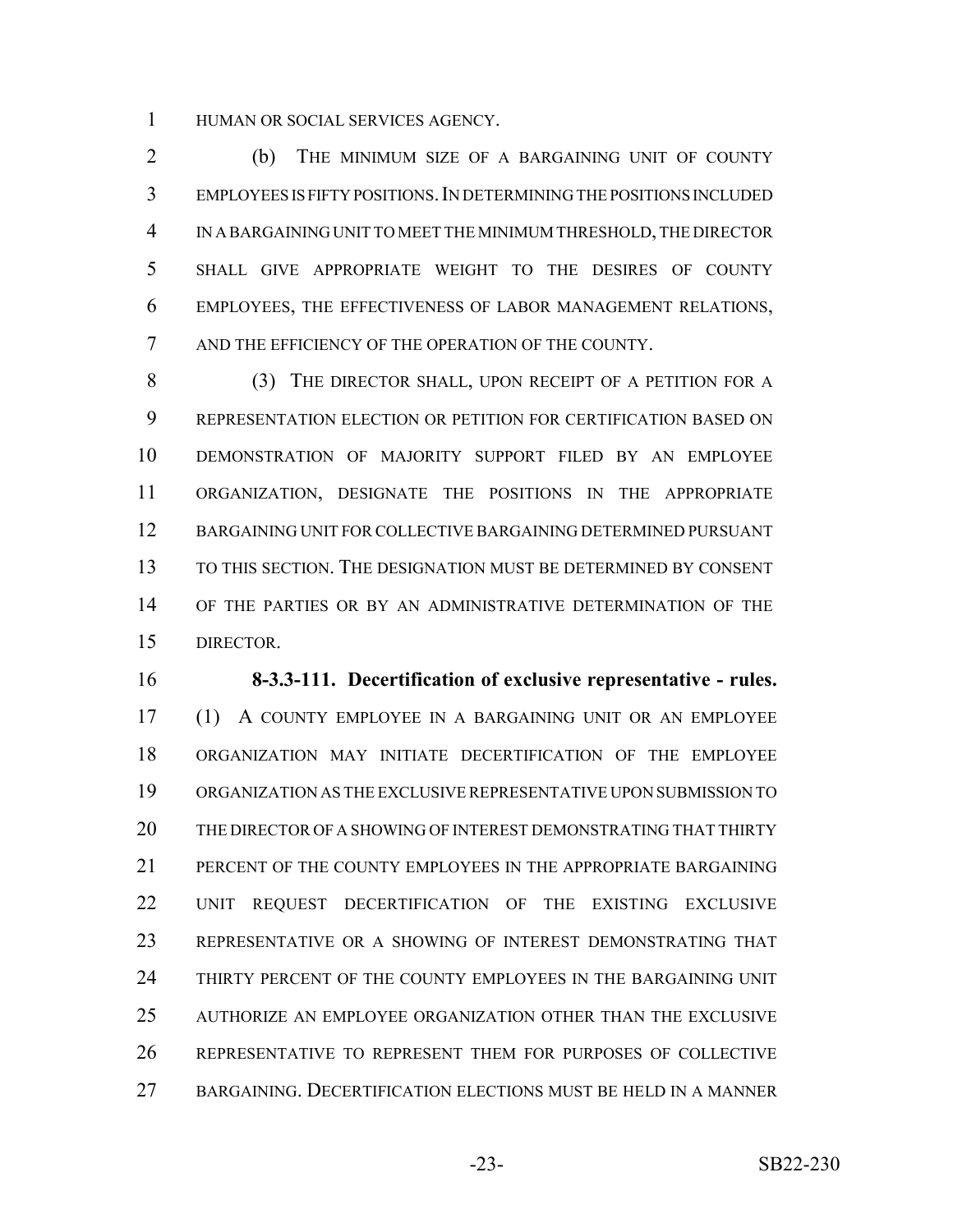HUMAN OR SOCIAL SERVICES AGENCY.

(b) THE MINIMUM SIZE OF A BARGAINING UNIT OF COUNTY EMPLOYEES IS FIFTY POSITIONS. IN DETERMINING THE POSITIONS INCLUDED IN A BARGAINING UNIT TO MEET THE MINIMUM THRESHOLD, THE DIRECTOR SHALL GIVE APPROPRIATE WEIGHT TO THE DESIRES OF COUNTY EMPLOYEES, THE EFFECTIVENESS OF LABOR MANAGEMENT RELATIONS, AND THE EFFICIENCY OF THE OPERATION OF THE COUNTY.

(3) THE DIRECTOR SHALL, UPON RECEIPT OF A PETITION FOR A REPRESENTATION ELECTION OR PETITION FOR CERTIFICATION BASED ON DEMONSTRATION OF MAJORITY SUPPORT FILED BY AN EMPLOYEE ORGANIZATION, DESIGNATE THE POSITIONS IN THE APPROPRIATE BARGAINING UNIT FOR COLLECTIVE BARGAINING DETERMINED PURSUANT TO THIS SECTION. THE DESIGNATION MUST BE DETERMINED BY CONSENT OF THE PARTIES OR BY AN ADMINISTRATIVE DETERMINATION OF THE DIRECTOR.

**8-3.3-111. Decertification of exclusive representative - rules.** (1) A COUNTY EMPLOYEE IN A BARGAINING UNIT OR AN EMPLOYEE ORGANIZATION MAY INITIATE DECERTIFICATION OF THE EMPLOYEE ORGANIZATION AS THE EXCLUSIVE REPRESENTATIVE UPON SUBMISSION TO THE DIRECTOR OF A SHOWING OF INTEREST DEMONSTRATING THAT THIRTY PERCENT OF THE COUNTY EMPLOYEES IN THE APPROPRIATE BARGAINING UNIT REQUEST DECERTIFICATION OF THE EXISTING EXCLUSIVE REPRESENTATIVE OR A SHOWING OF INTEREST DEMONSTRATING THAT THIRTY PERCENT OF THE COUNTY EMPLOYEES IN THE BARGAINING UNIT AUTHORIZE AN EMPLOYEE ORGANIZATION OTHER THAN THE EXCLUSIVE REPRESENTATIVE TO REPRESENT THEM FOR PURPOSES OF COLLECTIVE BARGAINING. DECERTIFICATION ELECTIONS MUST BE HELD IN A MANNER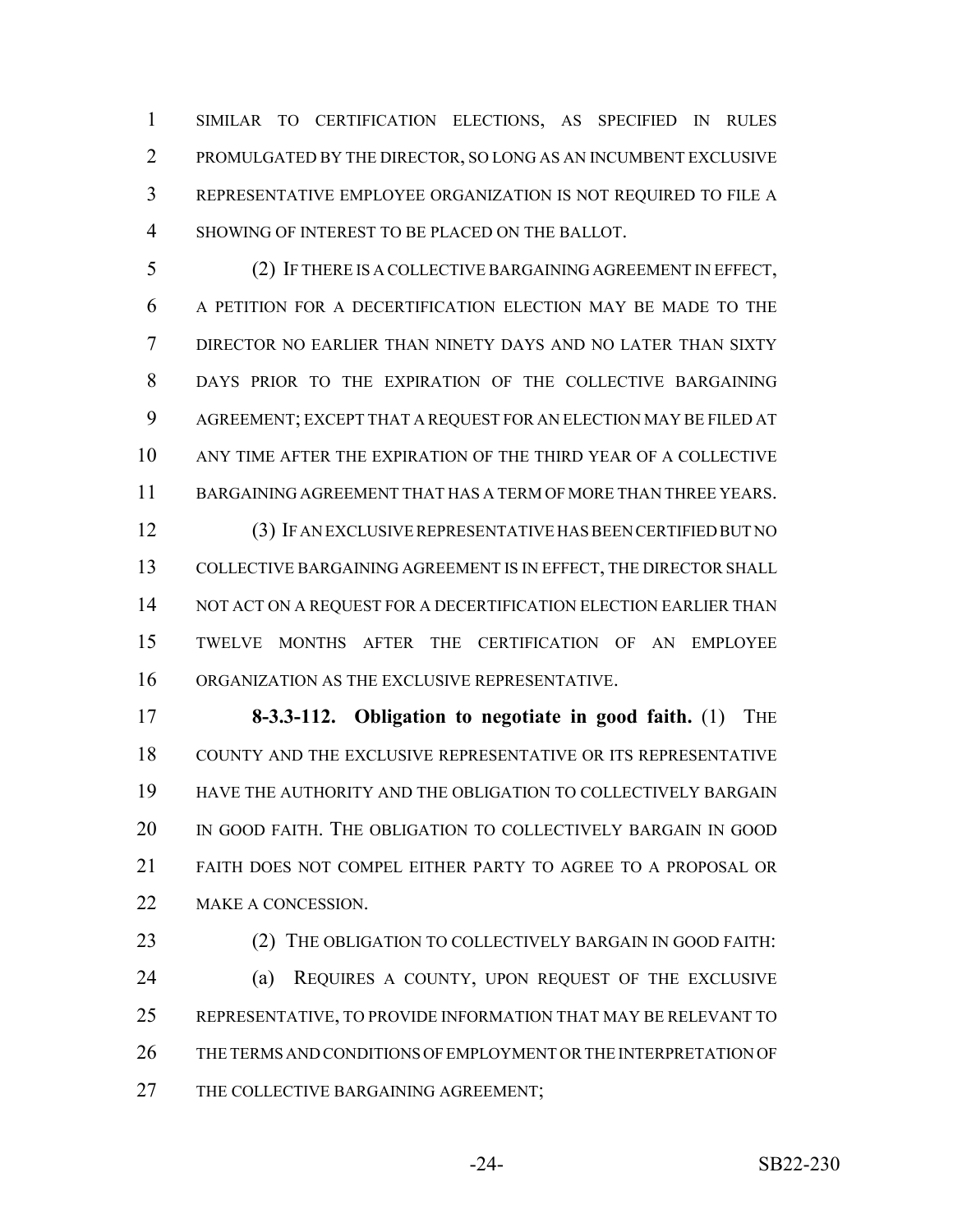SIMILAR TO CERTIFICATION ELECTIONS, AS SPECIFIED IN RULES PROMULGATED BY THE DIRECTOR, SO LONG AS AN INCUMBENT EXCLUSIVE REPRESENTATIVE EMPLOYEE ORGANIZATION IS NOT REQUIRED TO FILE A SHOWING OF INTEREST TO BE PLACED ON THE BALLOT.

(2) IF THERE IS A COLLECTIVE BARGAINING AGREEMENT IN EFFECT, A PETITION FOR A DECERTIFICATION ELECTION MAY BE MADE TO THE DIRECTOR NO EARLIER THAN NINETY DAYS AND NO LATER THAN SIXTY DAYS PRIOR TO THE EXPIRATION OF THE COLLECTIVE BARGAINING AGREEMENT; EXCEPT THAT A REQUEST FOR AN ELECTION MAY BE FILED AT ANY TIME AFTER THE EXPIRATION OF THE THIRD YEAR OF A COLLECTIVE BARGAINING AGREEMENT THAT HAS A TERM OF MORE THAN THREE YEARS.

(3) IF AN EXCLUSIVE REPRESENTATIVE HAS BEEN CERTIFIED BUT NO COLLECTIVE BARGAINING AGREEMENT IS IN EFFECT, THE DIRECTOR SHALL NOT ACT ON A REQUEST FOR A DECERTIFICATION ELECTION EARLIER THAN TWELVE MONTHS AFTER THE CERTIFICATION OF AN EMPLOYEE ORGANIZATION AS THE EXCLUSIVE REPRESENTATIVE.

**8-3.3-112. Obligation to negotiate in good faith.** (1) THE COUNTY AND THE EXCLUSIVE REPRESENTATIVE OR ITS REPRESENTATIVE HAVE THE AUTHORITY AND THE OBLIGATION TO COLLECTIVELY BARGAIN IN GOOD FAITH. THE OBLIGATION TO COLLECTIVELY BARGAIN IN GOOD FAITH DOES NOT COMPEL EITHER PARTY TO AGREE TO A PROPOSAL OR MAKE A CONCESSION.

(2) THE OBLIGATION TO COLLECTIVELY BARGAIN IN GOOD FAITH:

(a) REQUIRES A COUNTY, UPON REQUEST OF THE EXCLUSIVE REPRESENTATIVE, TO PROVIDE INFORMATION THAT MAY BE RELEVANT TO THE TERMS AND CONDITIONS OF EMPLOYMENT OR THE INTERPRETATION OF THE COLLECTIVE BARGAINING AGREEMENT;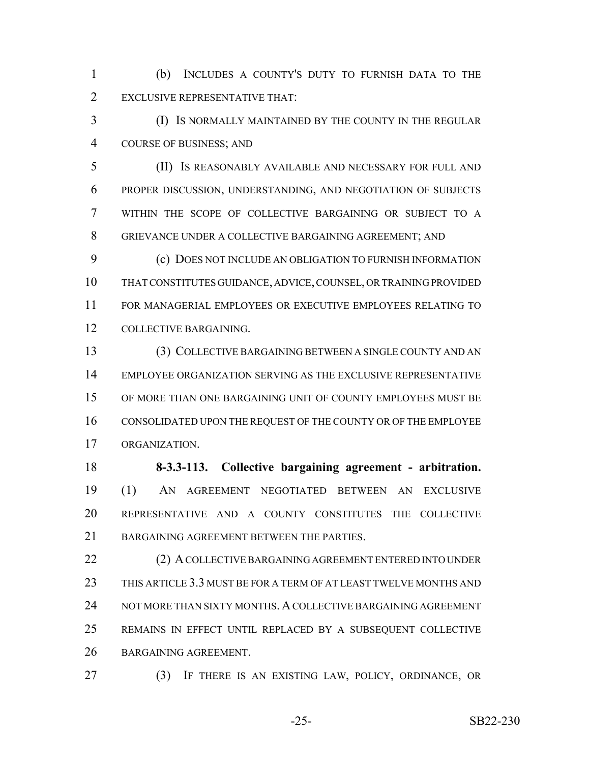(b) INCLUDES A COUNTY'S DUTY TO FURNISH DATA TO THE EXCLUSIVE REPRESENTATIVE THAT:

(I) IS NORMALLY MAINTAINED BY THE COUNTY IN THE REGULAR COURSE OF BUSINESS; AND

(II) IS REASONABLY AVAILABLE AND NECESSARY FOR FULL AND PROPER DISCUSSION, UNDERSTANDING, AND NEGOTIATION OF SUBJECTS WITHIN THE SCOPE OF COLLECTIVE BARGAINING OR SUBJECT TO A GRIEVANCE UNDER A COLLECTIVE BARGAINING AGREEMENT; AND

(c) DOES NOT INCLUDE AN OBLIGATION TO FURNISH INFORMATION THAT CONSTITUTES GUIDANCE, ADVICE, COUNSEL, OR TRAINING PROVIDED FOR MANAGERIAL EMPLOYEES OR EXECUTIVE EMPLOYEES RELATING TO COLLECTIVE BARGAINING.

(3) COLLECTIVE BARGAINING BETWEEN A SINGLE COUNTY AND AN EMPLOYEE ORGANIZATION SERVING AS THE EXCLUSIVE REPRESENTATIVE OF MORE THAN ONE BARGAINING UNIT OF COUNTY EMPLOYEES MUST BE CONSOLIDATED UPON THE REQUEST OF THE COUNTY OR OF THE EMPLOYEE ORGANIZATION.

**8-3.3-113. Collective bargaining agreement - arbitration.** (1) AN AGREEMENT NEGOTIATED BETWEEN AN EXCLUSIVE REPRESENTATIVE AND A COUNTY CONSTITUTES THE COLLECTIVE BARGAINING AGREEMENT BETWEEN THE PARTIES.

(2) A COLLECTIVE BARGAINING AGREEMENT ENTERED INTO UNDER THIS ARTICLE 3.3 MUST BE FOR A TERM OF AT LEAST TWELVE MONTHS AND NOT MORE THAN SIXTY MONTHS. A COLLECTIVE BARGAINING AGREEMENT REMAINS IN EFFECT UNTIL REPLACED BY A SUBSEQUENT COLLECTIVE BARGAINING AGREEMENT.

(3) IF THERE IS AN EXISTING LAW, POLICY, ORDINANCE, OR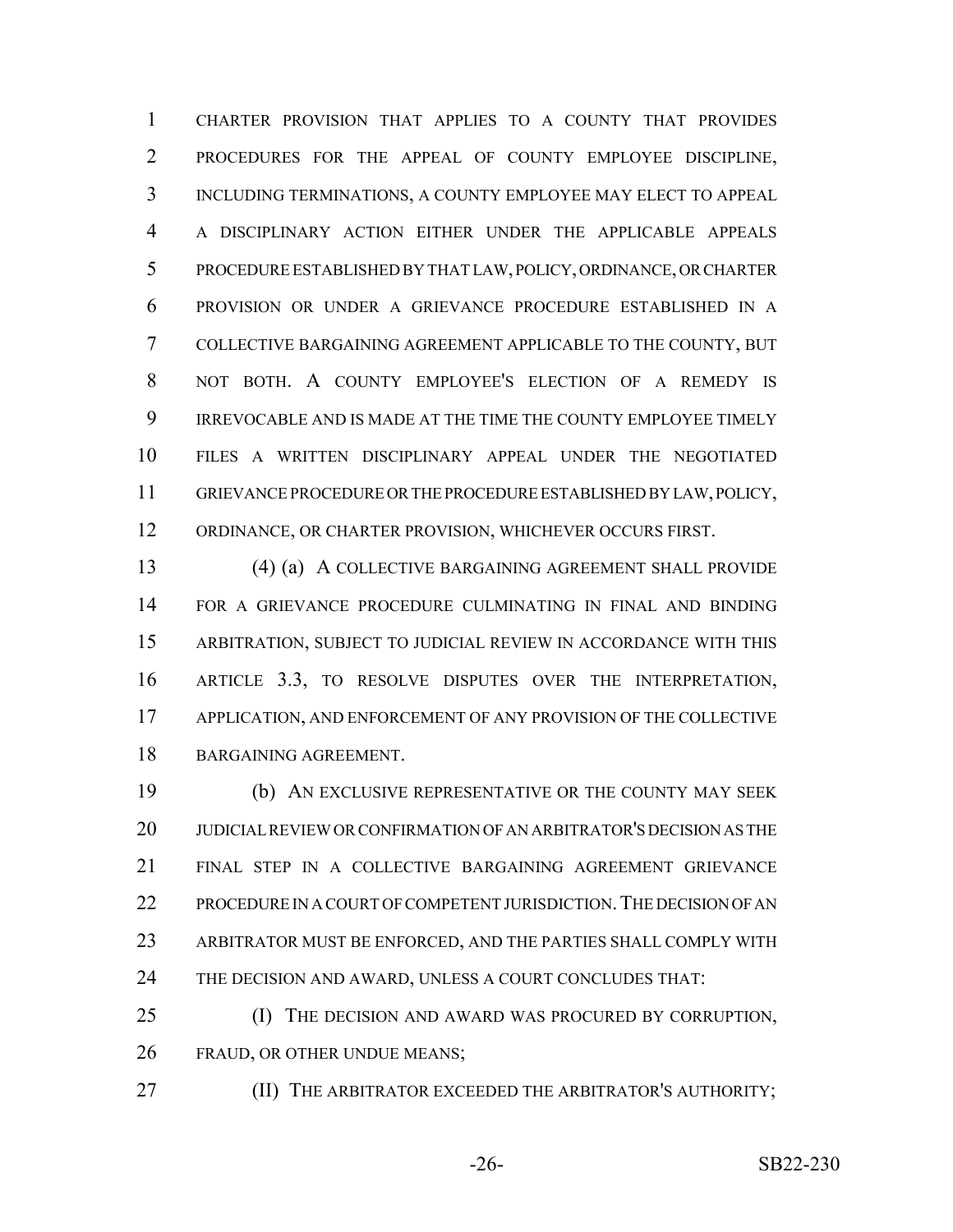CHARTER PROVISION THAT APPLIES TO A COUNTY THAT PROVIDES PROCEDURES FOR THE APPEAL OF COUNTY EMPLOYEE DISCIPLINE, INCLUDING TERMINATIONS, A COUNTY EMPLOYEE MAY ELECT TO APPEAL A DISCIPLINARY ACTION EITHER UNDER THE APPLICABLE APPEALS PROCEDURE ESTABLISHED BY THAT LAW, POLICY, ORDINANCE, OR CHARTER PROVISION OR UNDER A GRIEVANCE PROCEDURE ESTABLISHED IN A COLLECTIVE BARGAINING AGREEMENT APPLICABLE TO THE COUNTY, BUT NOT BOTH. A COUNTY EMPLOYEE'S ELECTION OF A REMEDY IS IRREVOCABLE AND IS MADE AT THE TIME THE COUNTY EMPLOYEE TIMELY FILES A WRITTEN DISCIPLINARY APPEAL UNDER THE NEGOTIATED GRIEVANCE PROCEDURE OR THE PROCEDURE ESTABLISHED BY LAW, POLICY, ORDINANCE, OR CHARTER PROVISION, WHICHEVER OCCURS FIRST.

(4) (a) A COLLECTIVE BARGAINING AGREEMENT SHALL PROVIDE FOR A GRIEVANCE PROCEDURE CULMINATING IN FINAL AND BINDING ARBITRATION, SUBJECT TO JUDICIAL REVIEW IN ACCORDANCE WITH THIS ARTICLE 3.3, TO RESOLVE DISPUTES OVER THE INTERPRETATION, APPLICATION, AND ENFORCEMENT OF ANY PROVISION OF THE COLLECTIVE BARGAINING AGREEMENT.

(b) AN EXCLUSIVE REPRESENTATIVE OR THE COUNTY MAY SEEK JUDICIAL REVIEW OR CONFIRMATION OF AN ARBITRATOR'S DECISION AS THE FINAL STEP IN A COLLECTIVE BARGAINING AGREEMENT GRIEVANCE PROCEDURE IN A COURT OF COMPETENT JURISDICTION. THE DECISION OF AN ARBITRATOR MUST BE ENFORCED, AND THE PARTIES SHALL COMPLY WITH THE DECISION AND AWARD, UNLESS A COURT CONCLUDES THAT:

(I) THE DECISION AND AWARD WAS PROCURED BY CORRUPTION, FRAUD, OR OTHER UNDUE MEANS;

(II) THE ARBITRATOR EXCEEDED THE ARBITRATOR'S AUTHORITY;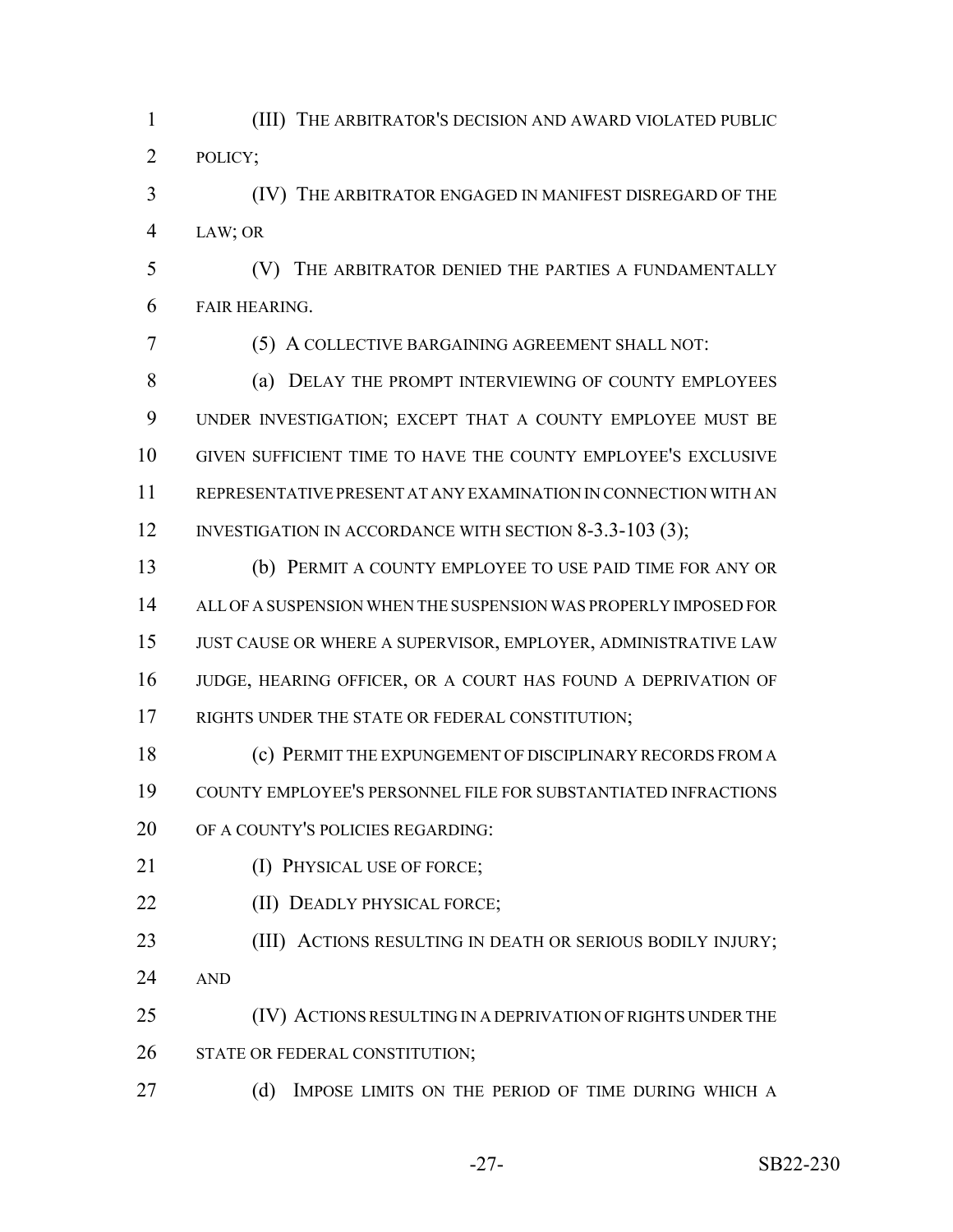(III) THE ARBITRATOR'S DECISION AND AWARD VIOLATED PUBLIC POLICY;

(IV) THE ARBITRATOR ENGAGED IN MANIFEST DISREGARD OF THE LAW; OR

(V) THE ARBITRATOR DENIED THE PARTIES A FUNDAMENTALLY FAIR HEARING.

(5) A COLLECTIVE BARGAINING AGREEMENT SHALL NOT:

(a) DELAY THE PROMPT INTERVIEWING OF COUNTY EMPLOYEES UNDER INVESTIGATION; EXCEPT THAT A COUNTY EMPLOYEE MUST BE GIVEN SUFFICIENT TIME TO HAVE THE COUNTY EMPLOYEE'S EXCLUSIVE REPRESENTATIVE PRESENT AT ANY EXAMINATION IN CONNECTION WITH AN INVESTIGATION IN ACCORDANCE WITH SECTION 8-3.3-103 (3);

(b) PERMIT A COUNTY EMPLOYEE TO USE PAID TIME FOR ANY OR ALL OF A SUSPENSION WHEN THE SUSPENSION WAS PROPERLY IMPOSED FOR JUST CAUSE OR WHERE A SUPERVISOR, EMPLOYER, ADMINISTRATIVE LAW JUDGE, HEARING OFFICER, OR A COURT HAS FOUND A DEPRIVATION OF RIGHTS UNDER THE STATE OR FEDERAL CONSTITUTION;

(c) PERMIT THE EXPUNGEMENT OF DISCIPLINARY RECORDS FROM A COUNTY EMPLOYEE'S PERSONNEL FILE FOR SUBSTANTIATED INFRACTIONS OF A COUNTY'S POLICIES REGARDING:

(I) PHYSICAL USE OF FORCE;

(II) DEADLY PHYSICAL FORCE;

(III) ACTIONS RESULTING IN DEATH OR SERIOUS BODILY INJURY; AND

(IV) ACTIONS RESULTING IN A DEPRIVATION OF RIGHTS UNDER THE STATE OR FEDERAL CONSTITUTION;

(d) IMPOSE LIMITS ON THE PERIOD OF TIME DURING WHICH A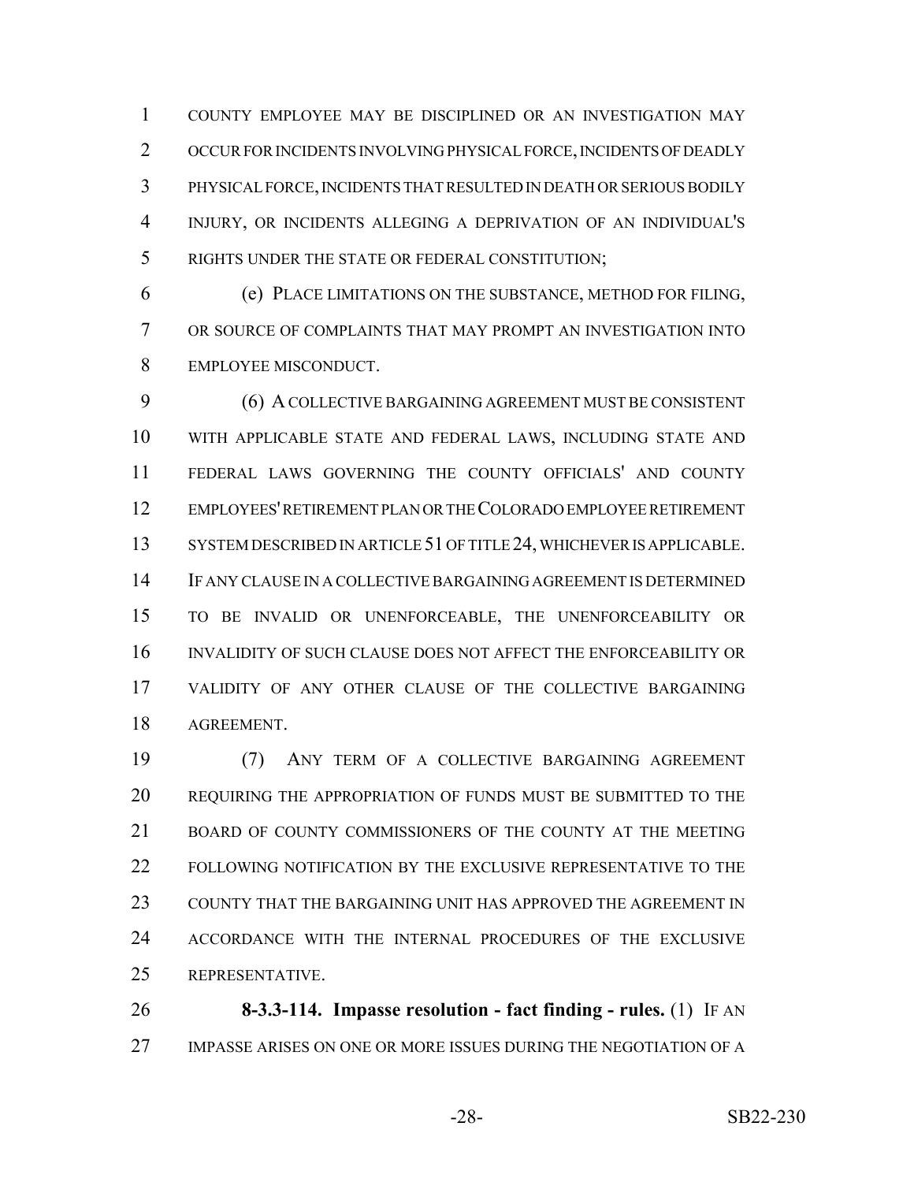COUNTY EMPLOYEE MAY BE DISCIPLINED OR AN INVESTIGATION MAY OCCUR FOR INCIDENTS INVOLVING PHYSICAL FORCE, INCIDENTS OF DEADLY PHYSICAL FORCE, INCIDENTS THAT RESULTED IN DEATH OR SERIOUS BODILY INJURY, OR INCIDENTS ALLEGING A DEPRIVATION OF AN INDIVIDUAL'S RIGHTS UNDER THE STATE OR FEDERAL CONSTITUTION;

(e) PLACE LIMITATIONS ON THE SUBSTANCE, METHOD FOR FILING, OR SOURCE OF COMPLAINTS THAT MAY PROMPT AN INVESTIGATION INTO EMPLOYEE MISCONDUCT.

(6) A COLLECTIVE BARGAINING AGREEMENT MUST BE CONSISTENT WITH APPLICABLE STATE AND FEDERAL LAWS, INCLUDING STATE AND FEDERAL LAWS GOVERNING THE COUNTY OFFICIALS' AND COUNTY EMPLOYEES' RETIREMENT PLAN OR THE COLORADO EMPLOYEE RETIREMENT SYSTEM DESCRIBED IN ARTICLE 51 OF TITLE 24, WHICHEVER IS APPLICABLE. IF ANY CLAUSE IN A COLLECTIVE BARGAINING AGREEMENT IS DETERMINED TO BE INVALID OR UNENFORCEABLE, THE UNENFORCEABILITY OR INVALIDITY OF SUCH CLAUSE DOES NOT AFFECT THE ENFORCEABILITY OR VALIDITY OF ANY OTHER CLAUSE OF THE COLLECTIVE BARGAINING AGREEMENT.

(7) ANY TERM OF A COLLECTIVE BARGAINING AGREEMENT REQUIRING THE APPROPRIATION OF FUNDS MUST BE SUBMITTED TO THE BOARD OF COUNTY COMMISSIONERS OF THE COUNTY AT THE MEETING FOLLOWING NOTIFICATION BY THE EXCLUSIVE REPRESENTATIVE TO THE COUNTY THAT THE BARGAINING UNIT HAS APPROVED THE AGREEMENT IN ACCORDANCE WITH THE INTERNAL PROCEDURES OF THE EXCLUSIVE REPRESENTATIVE.

**8-3.3-114. Impasse resolution - fact finding - rules.** (1) IF AN IMPASSE ARISES ON ONE OR MORE ISSUES DURING THE NEGOTIATION OF A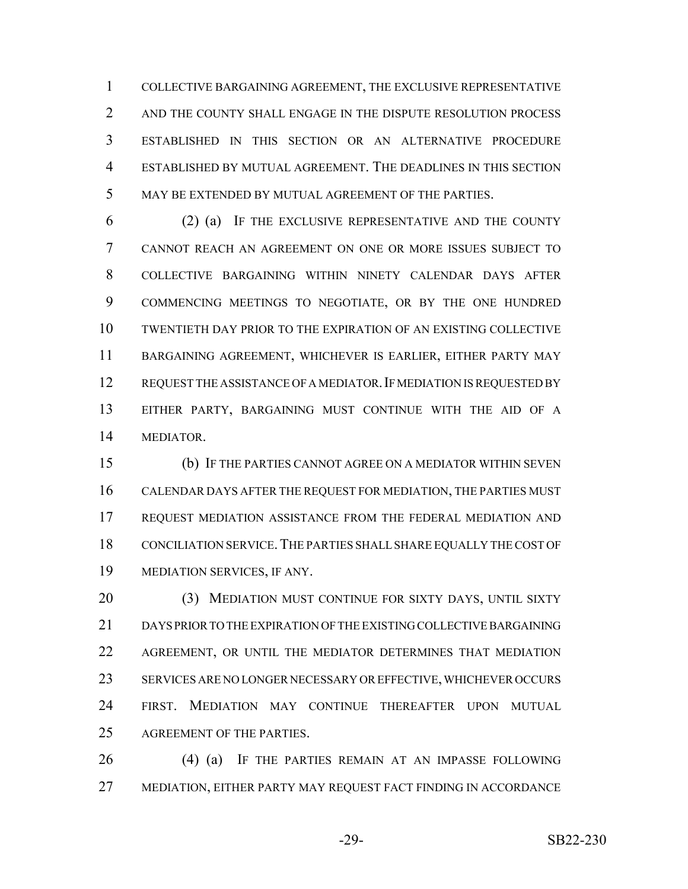COLLECTIVE BARGAINING AGREEMENT, THE EXCLUSIVE REPRESENTATIVE AND THE COUNTY SHALL ENGAGE IN THE DISPUTE RESOLUTION PROCESS ESTABLISHED IN THIS SECTION OR AN ALTERNATIVE PROCEDURE ESTABLISHED BY MUTUAL AGREEMENT. THE DEADLINES IN THIS SECTION MAY BE EXTENDED BY MUTUAL AGREEMENT OF THE PARTIES.

(2) (a) IF THE EXCLUSIVE REPRESENTATIVE AND THE COUNTY CANNOT REACH AN AGREEMENT ON ONE OR MORE ISSUES SUBJECT TO COLLECTIVE BARGAINING WITHIN NINETY CALENDAR DAYS AFTER COMMENCING MEETINGS TO NEGOTIATE, OR BY THE ONE HUNDRED TWENTIETH DAY PRIOR TO THE EXPIRATION OF AN EXISTING COLLECTIVE BARGAINING AGREEMENT, WHICHEVER IS EARLIER, EITHER PARTY MAY REQUEST THE ASSISTANCE OF A MEDIATOR. IF MEDIATION IS REQUESTED BY EITHER PARTY, BARGAINING MUST CONTINUE WITH THE AID OF A MEDIATOR.

(b) IF THE PARTIES CANNOT AGREE ON A MEDIATOR WITHIN SEVEN CALENDAR DAYS AFTER THE REQUEST FOR MEDIATION, THE PARTIES MUST REQUEST MEDIATION ASSISTANCE FROM THE FEDERAL MEDIATION AND CONCILIATION SERVICE. THE PARTIES SHALL SHARE EQUALLY THE COST OF MEDIATION SERVICES, IF ANY.

(3) MEDIATION MUST CONTINUE FOR SIXTY DAYS, UNTIL SIXTY DAYS PRIOR TO THE EXPIRATION OF THE EXISTING COLLECTIVE BARGAINING AGREEMENT, OR UNTIL THE MEDIATOR DETERMINES THAT MEDIATION SERVICES ARE NO LONGER NECESSARY OR EFFECTIVE, WHICHEVER OCCURS FIRST. MEDIATION MAY CONTINUE THEREAFTER UPON MUTUAL AGREEMENT OF THE PARTIES.

(4) (a) IF THE PARTIES REMAIN AT AN IMPASSE FOLLOWING MEDIATION, EITHER PARTY MAY REQUEST FACT FINDING IN ACCORDANCE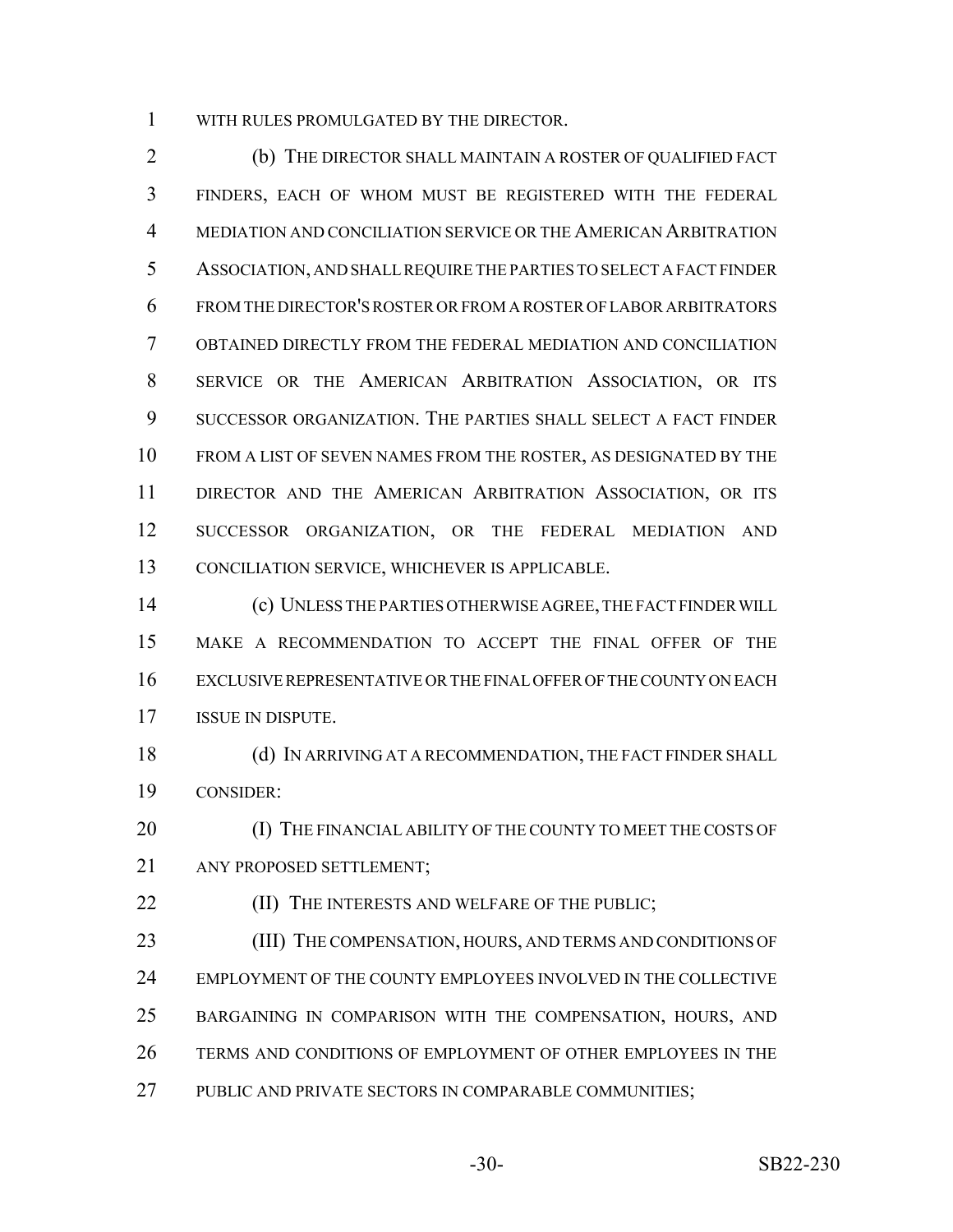WITH RULES PROMULGATED BY THE DIRECTOR.

(b) THE DIRECTOR SHALL MAINTAIN A ROSTER OF QUALIFIED FACT FINDERS, EACH OF WHOM MUST BE REGISTERED WITH THE FEDERAL MEDIATION AND CONCILIATION SERVICE OR THE AMERICAN ARBITRATION ASSOCIATION, AND SHALL REQUIRE THE PARTIES TO SELECT A FACT FINDER FROM THE DIRECTOR'S ROSTER OR FROM A ROSTER OF LABOR ARBITRATORS OBTAINED DIRECTLY FROM THE FEDERAL MEDIATION AND CONCILIATION SERVICE OR THE AMERICAN ARBITRATION ASSOCIATION, OR ITS SUCCESSOR ORGANIZATION. THE PARTIES SHALL SELECT A FACT FINDER FROM A LIST OF SEVEN NAMES FROM THE ROSTER, AS DESIGNATED BY THE DIRECTOR AND THE AMERICAN ARBITRATION ASSOCIATION, OR ITS SUCCESSOR ORGANIZATION, OR THE FEDERAL MEDIATION AND CONCILIATION SERVICE, WHICHEVER IS APPLICABLE.

(c) UNLESS THE PARTIES OTHERWISE AGREE, THE FACT FINDER WILL MAKE A RECOMMENDATION TO ACCEPT THE FINAL OFFER OF THE EXCLUSIVE REPRESENTATIVE OR THE FINAL OFFER OF THE COUNTY ON EACH ISSUE IN DISPUTE.

(d) IN ARRIVING AT A RECOMMENDATION, THE FACT FINDER SHALL CONSIDER:

(I) THE FINANCIAL ABILITY OF THE COUNTY TO MEET THE COSTS OF ANY PROPOSED SETTLEMENT;

(II) THE INTERESTS AND WELFARE OF THE PUBLIC;

(III) THE COMPENSATION, HOURS, AND TERMS AND CONDITIONS OF EMPLOYMENT OF THE COUNTY EMPLOYEES INVOLVED IN THE COLLECTIVE BARGAINING IN COMPARISON WITH THE COMPENSATION, HOURS, AND TERMS AND CONDITIONS OF EMPLOYMENT OF OTHER EMPLOYEES IN THE PUBLIC AND PRIVATE SECTORS IN COMPARABLE COMMUNITIES;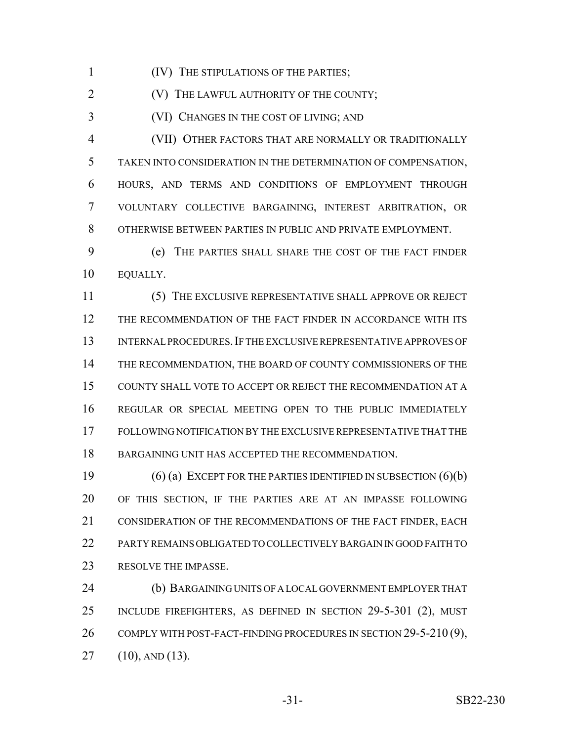(IV) THE STIPULATIONS OF THE PARTIES;

(V) THE LAWFUL AUTHORITY OF THE COUNTY;

(VI) CHANGES IN THE COST OF LIVING; AND

(VII) OTHER FACTORS THAT ARE NORMALLY OR TRADITIONALLY TAKEN INTO CONSIDERATION IN THE DETERMINATION OF COMPENSATION, HOURS, AND TERMS AND CONDITIONS OF EMPLOYMENT THROUGH VOLUNTARY COLLECTIVE BARGAINING, INTEREST ARBITRATION, OR OTHERWISE BETWEEN PARTIES IN PUBLIC AND PRIVATE EMPLOYMENT.

(e) THE PARTIES SHALL SHARE THE COST OF THE FACT FINDER EQUALLY.

(5) THE EXCLUSIVE REPRESENTATIVE SHALL APPROVE OR REJECT THE RECOMMENDATION OF THE FACT FINDER IN ACCORDANCE WITH ITS INTERNAL PROCEDURES. IF THE EXCLUSIVE REPRESENTATIVE APPROVES OF THE RECOMMENDATION, THE BOARD OF COUNTY COMMISSIONERS OF THE COUNTY SHALL VOTE TO ACCEPT OR REJECT THE RECOMMENDATION AT A REGULAR OR SPECIAL MEETING OPEN TO THE PUBLIC IMMEDIATELY FOLLOWING NOTIFICATION BY THE EXCLUSIVE REPRESENTATIVE THAT THE BARGAINING UNIT HAS ACCEPTED THE RECOMMENDATION.

(6) (a) EXCEPT FOR THE PARTIES IDENTIFIED IN SUBSECTION (6)(b) OF THIS SECTION, IF THE PARTIES ARE AT AN IMPASSE FOLLOWING CONSIDERATION OF THE RECOMMENDATIONS OF THE FACT FINDER, EACH PARTY REMAINS OBLIGATED TO COLLECTIVELY BARGAIN IN GOOD FAITH TO RESOLVE THE IMPASSE.

(b) BARGAINING UNITS OF A LOCAL GOVERNMENT EMPLOYER THAT INCLUDE FIREFIGHTERS, AS DEFINED IN SECTION 29-5-301 (2), MUST COMPLY WITH POST-FACT-FINDING PROCEDURES IN SECTION 29-5-210 (9), (10), AND (13).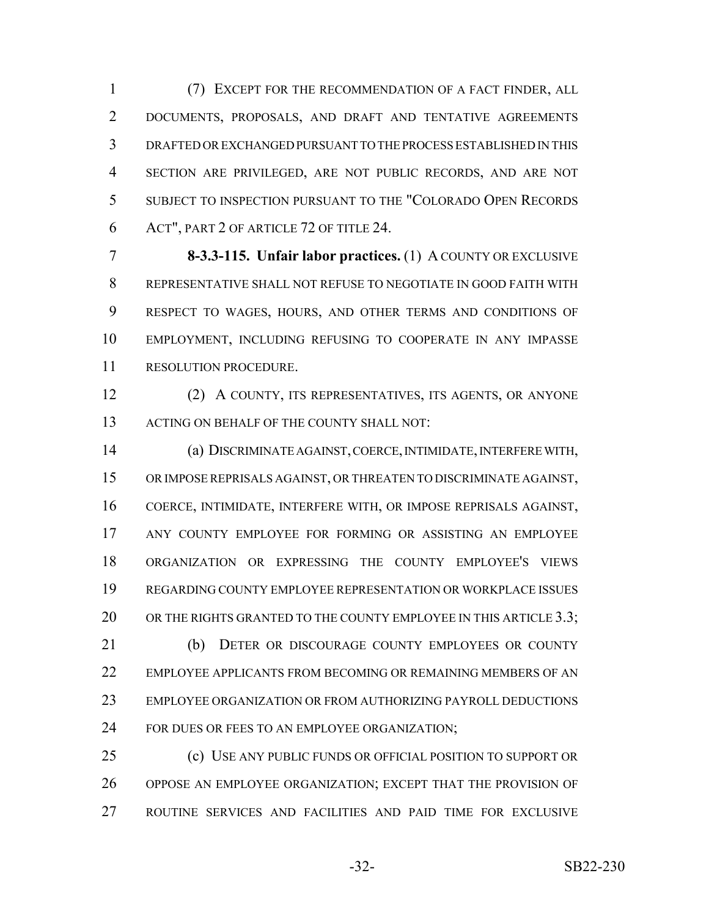(7) EXCEPT FOR THE RECOMMENDATION OF A FACT FINDER, ALL DOCUMENTS, PROPOSALS, AND DRAFT AND TENTATIVE AGREEMENTS DRAFTED OR EXCHANGED PURSUANT TO THE PROCESS ESTABLISHED IN THIS SECTION ARE PRIVILEGED, ARE NOT PUBLIC RECORDS, AND ARE NOT SUBJECT TO INSPECTION PURSUANT TO THE "COLORADO OPEN RECORDS ACT", PART 2 OF ARTICLE 72 OF TITLE 24.

**8-3.3-115. Unfair labor practices.** (1) A COUNTY OR EXCLUSIVE REPRESENTATIVE SHALL NOT REFUSE TO NEGOTIATE IN GOOD FAITH WITH RESPECT TO WAGES, HOURS, AND OTHER TERMS AND CONDITIONS OF EMPLOYMENT, INCLUDING REFUSING TO COOPERATE IN ANY IMPASSE RESOLUTION PROCEDURE.

(2) A COUNTY, ITS REPRESENTATIVES, ITS AGENTS, OR ANYONE ACTING ON BEHALF OF THE COUNTY SHALL NOT:

(a) DISCRIMINATE AGAINST, COERCE, INTIMIDATE, INTERFERE WITH, OR IMPOSE REPRISALS AGAINST, OR THREATEN TO DISCRIMINATE AGAINST, COERCE, INTIMIDATE, INTERFERE WITH, OR IMPOSE REPRISALS AGAINST, ANY COUNTY EMPLOYEE FOR FORMING OR ASSISTING AN EMPLOYEE ORGANIZATION OR EXPRESSING THE COUNTY EMPLOYEE'S VIEWS REGARDING COUNTY EMPLOYEE REPRESENTATION OR WORKPLACE ISSUES OR THE RIGHTS GRANTED TO THE COUNTY EMPLOYEE IN THIS ARTICLE 3.3;

(b) DETER OR DISCOURAGE COUNTY EMPLOYEES OR COUNTY EMPLOYEE APPLICANTS FROM BECOMING OR REMAINING MEMBERS OF AN EMPLOYEE ORGANIZATION OR FROM AUTHORIZING PAYROLL DEDUCTIONS FOR DUES OR FEES TO AN EMPLOYEE ORGANIZATION;

(c) USE ANY PUBLIC FUNDS OR OFFICIAL POSITION TO SUPPORT OR OPPOSE AN EMPLOYEE ORGANIZATION; EXCEPT THAT THE PROVISION OF ROUTINE SERVICES AND FACILITIES AND PAID TIME FOR EXCLUSIVE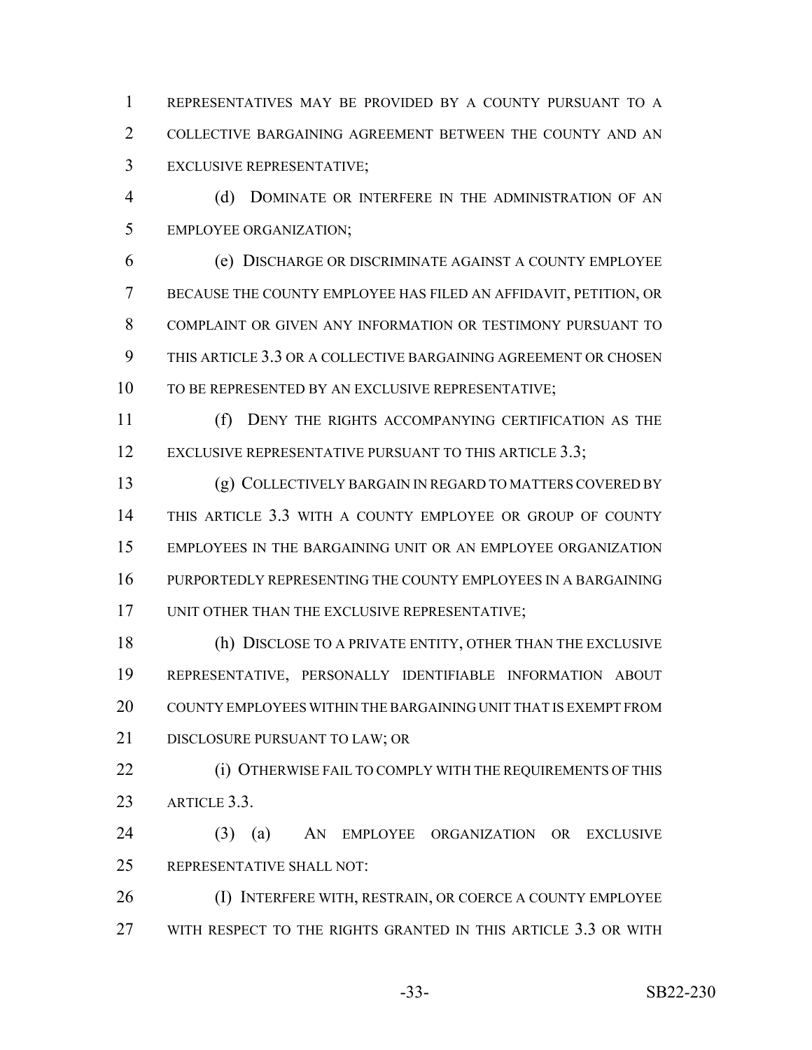REPRESENTATIVES MAY BE PROVIDED BY A COUNTY PURSUANT TO A COLLECTIVE BARGAINING AGREEMENT BETWEEN THE COUNTY AND AN EXCLUSIVE REPRESENTATIVE;

(d) DOMINATE OR INTERFERE IN THE ADMINISTRATION OF AN EMPLOYEE ORGANIZATION;

(e) DISCHARGE OR DISCRIMINATE AGAINST A COUNTY EMPLOYEE BECAUSE THE COUNTY EMPLOYEE HAS FILED AN AFFIDAVIT, PETITION, OR COMPLAINT OR GIVEN ANY INFORMATION OR TESTIMONY PURSUANT TO THIS ARTICLE 3.3 OR A COLLECTIVE BARGAINING AGREEMENT OR CHOSEN TO BE REPRESENTED BY AN EXCLUSIVE REPRESENTATIVE;

(f) DENY THE RIGHTS ACCOMPANYING CERTIFICATION AS THE EXCLUSIVE REPRESENTATIVE PURSUANT TO THIS ARTICLE 3.3;

(g) COLLECTIVELY BARGAIN IN REGARD TO MATTERS COVERED BY THIS ARTICLE 3.3 WITH A COUNTY EMPLOYEE OR GROUP OF COUNTY EMPLOYEES IN THE BARGAINING UNIT OR AN EMPLOYEE ORGANIZATION PURPORTEDLY REPRESENTING THE COUNTY EMPLOYEES IN A BARGAINING UNIT OTHER THAN THE EXCLUSIVE REPRESENTATIVE;

(h) DISCLOSE TO A PRIVATE ENTITY, OTHER THAN THE EXCLUSIVE REPRESENTATIVE, PERSONALLY IDENTIFIABLE INFORMATION ABOUT COUNTY EMPLOYEES WITHIN THE BARGAINING UNIT THAT IS EXEMPT FROM DISCLOSURE PURSUANT TO LAW; OR

(i) OTHERWISE FAIL TO COMPLY WITH THE REQUIREMENTS OF THIS ARTICLE 3.3.

(3) (a) AN EMPLOYEE ORGANIZATION OR EXCLUSIVE REPRESENTATIVE SHALL NOT:

(I) INTERFERE WITH, RESTRAIN, OR COERCE A COUNTY EMPLOYEE WITH RESPECT TO THE RIGHTS GRANTED IN THIS ARTICLE 3.3 OR WITH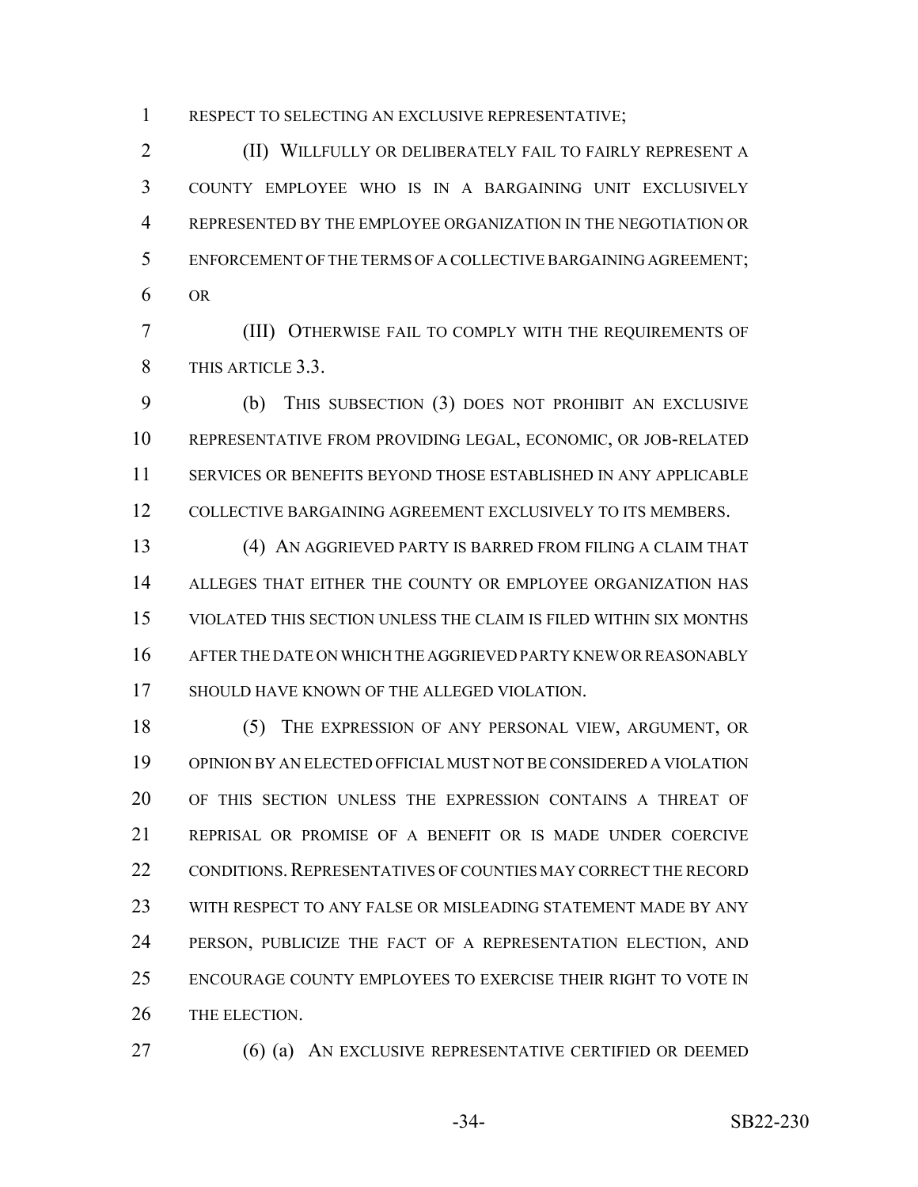RESPECT TO SELECTING AN EXCLUSIVE REPRESENTATIVE;

(II) WILLFULLY OR DELIBERATELY FAIL TO FAIRLY REPRESENT A COUNTY EMPLOYEE WHO IS IN A BARGAINING UNIT EXCLUSIVELY REPRESENTED BY THE EMPLOYEE ORGANIZATION IN THE NEGOTIATION OR ENFORCEMENT OF THE TERMS OF A COLLECTIVE BARGAINING AGREEMENT; OR

(III) OTHERWISE FAIL TO COMPLY WITH THE REQUIREMENTS OF THIS ARTICLE 3.3.

(b) THIS SUBSECTION (3) DOES NOT PROHIBIT AN EXCLUSIVE REPRESENTATIVE FROM PROVIDING LEGAL, ECONOMIC, OR JOB-RELATED SERVICES OR BENEFITS BEYOND THOSE ESTABLISHED IN ANY APPLICABLE COLLECTIVE BARGAINING AGREEMENT EXCLUSIVELY TO ITS MEMBERS.

(4) AN AGGRIEVED PARTY IS BARRED FROM FILING A CLAIM THAT ALLEGES THAT EITHER THE COUNTY OR EMPLOYEE ORGANIZATION HAS VIOLATED THIS SECTION UNLESS THE CLAIM IS FILED WITHIN SIX MONTHS AFTER THE DATE ON WHICH THE AGGRIEVED PARTY KNEW OR REASONABLY SHOULD HAVE KNOWN OF THE ALLEGED VIOLATION.

(5) THE EXPRESSION OF ANY PERSONAL VIEW, ARGUMENT, OR OPINION BY AN ELECTED OFFICIAL MUST NOT BE CONSIDERED A VIOLATION OF THIS SECTION UNLESS THE EXPRESSION CONTAINS A THREAT OF REPRISAL OR PROMISE OF A BENEFIT OR IS MADE UNDER COERCIVE CONDITIONS. REPRESENTATIVES OF COUNTIES MAY CORRECT THE RECORD WITH RESPECT TO ANY FALSE OR MISLEADING STATEMENT MADE BY ANY PERSON, PUBLICIZE THE FACT OF A REPRESENTATION ELECTION, AND ENCOURAGE COUNTY EMPLOYEES TO EXERCISE THEIR RIGHT TO VOTE IN THE ELECTION.

(6) (a) AN EXCLUSIVE REPRESENTATIVE CERTIFIED OR DEEMED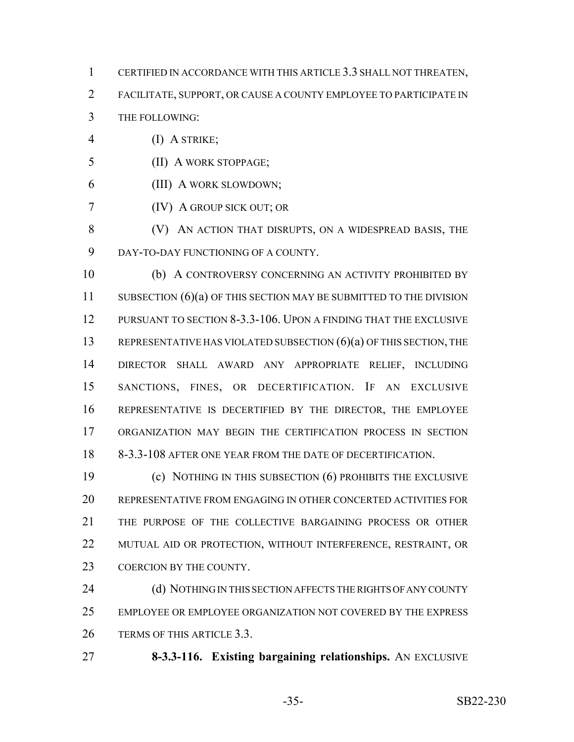CERTIFIED IN ACCORDANCE WITH THIS ARTICLE 3.3 SHALL NOT THREATEN, FACILITATE, SUPPORT, OR CAUSE A COUNTY EMPLOYEE TO PARTICIPATE IN THE FOLLOWING:

(I) A STRIKE;

(II) A WORK STOPPAGE;

(III) A WORK SLOWDOWN;

(IV) A GROUP SICK OUT; OR

(V) AN ACTION THAT DISRUPTS, ON A WIDESPREAD BASIS, THE DAY-TO-DAY FUNCTIONING OF A COUNTY.

(b) A CONTROVERSY CONCERNING AN ACTIVITY PROHIBITED BY SUBSECTION (6)(a) OF THIS SECTION MAY BE SUBMITTED TO THE DIVISION PURSUANT TO SECTION 8-3.3-106. UPON A FINDING THAT THE EXCLUSIVE REPRESENTATIVE HAS VIOLATED SUBSECTION (6)(a) OF THIS SECTION, THE DIRECTOR SHALL AWARD ANY APPROPRIATE RELIEF, INCLUDING SANCTIONS, FINES, OR DECERTIFICATION. IF AN EXCLUSIVE REPRESENTATIVE IS DECERTIFIED BY THE DIRECTOR, THE EMPLOYEE ORGANIZATION MAY BEGIN THE CERTIFICATION PROCESS IN SECTION 8-3.3-108 AFTER ONE YEAR FROM THE DATE OF DECERTIFICATION.

(c) NOTHING IN THIS SUBSECTION (6) PROHIBITS THE EXCLUSIVE REPRESENTATIVE FROM ENGAGING IN OTHER CONCERTED ACTIVITIES FOR THE PURPOSE OF THE COLLECTIVE BARGAINING PROCESS OR OTHER MUTUAL AID OR PROTECTION, WITHOUT INTERFERENCE, RESTRAINT, OR COERCION BY THE COUNTY.

(d) NOTHING IN THIS SECTION AFFECTS THE RIGHTS OF ANY COUNTY EMPLOYEE OR EMPLOYEE ORGANIZATION NOT COVERED BY THE EXPRESS TERMS OF THIS ARTICLE 3.3.

**8-3.3-116. Existing bargaining relationships.** AN EXCLUSIVE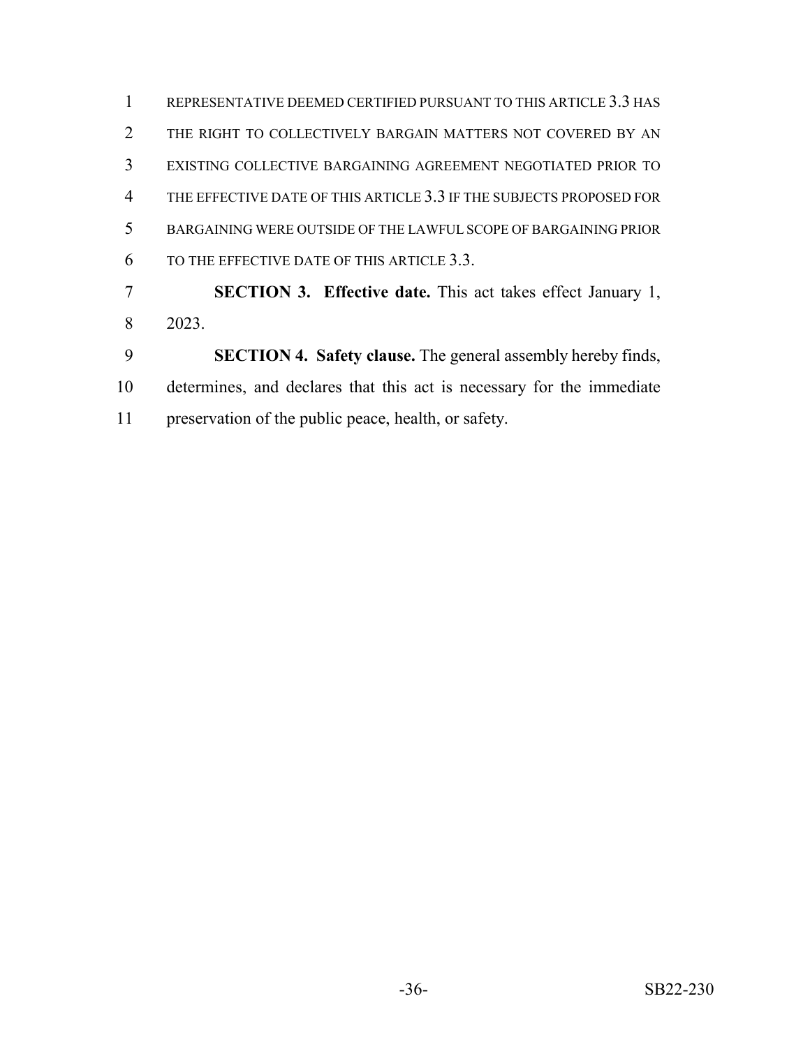REPRESENTATIVE DEEMED CERTIFIED PURSUANT TO THIS ARTICLE 3.3 HAS THE RIGHT TO COLLECTIVELY BARGAIN MATTERS NOT COVERED BY AN EXISTING COLLECTIVE BARGAINING AGREEMENT NEGOTIATED PRIOR TO THE EFFECTIVE DATE OF THIS ARTICLE 3.3 IF THE SUBJECTS PROPOSED FOR BARGAINING WERE OUTSIDE OF THE LAWFUL SCOPE OF BARGAINING PRIOR TO THE EFFECTIVE DATE OF THIS ARTICLE 3.3.

**SECTION 3. Effective date.** This act takes effect January 1, 2023.

**SECTION 4. Safety clause.** The general assembly hereby finds, determines, and declares that this act is necessary for the immediate preservation of the public peace, health, or safety.